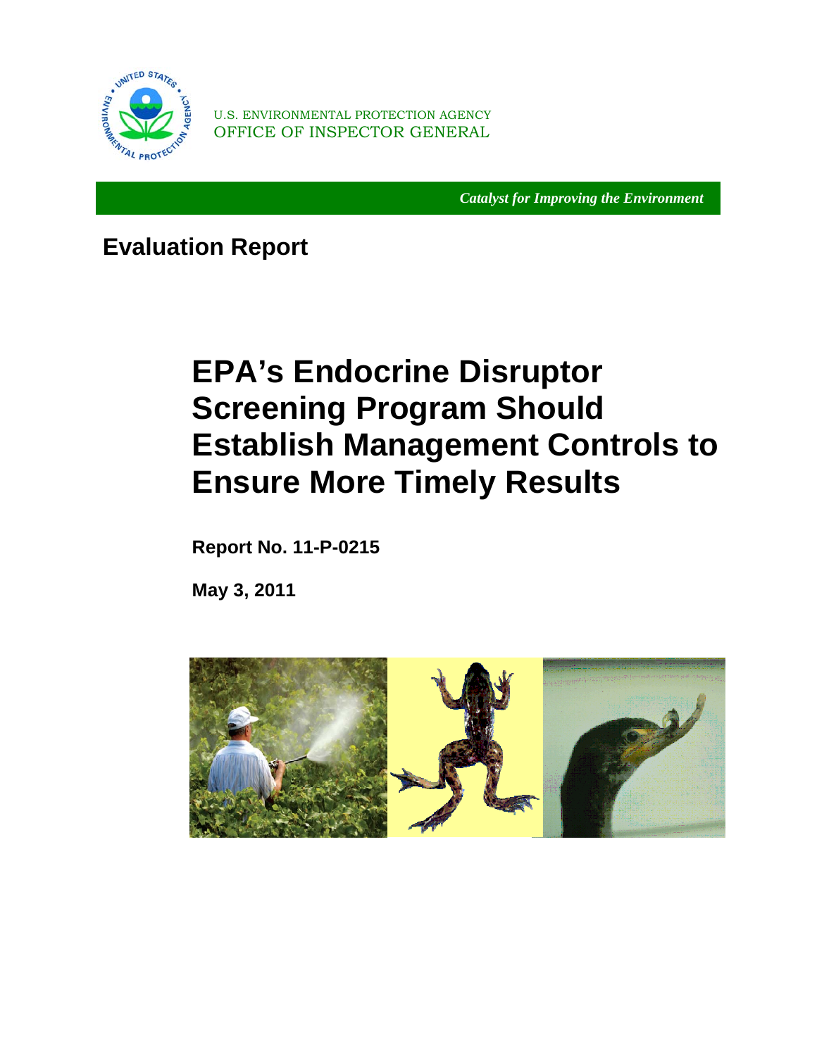U.S. ENVIRONMENTAL PROTECTION AGENCY
OFFICE OF INSPECTOR GENERAL

*Catalyst for Improving the Environment*

## Evaluation Report

# EPA's Endocrine Disruptor Screening Program Should Establish Management Controls to Ensure More Timely Results

**Report No. 11-P-0215**

**May 3, 2011**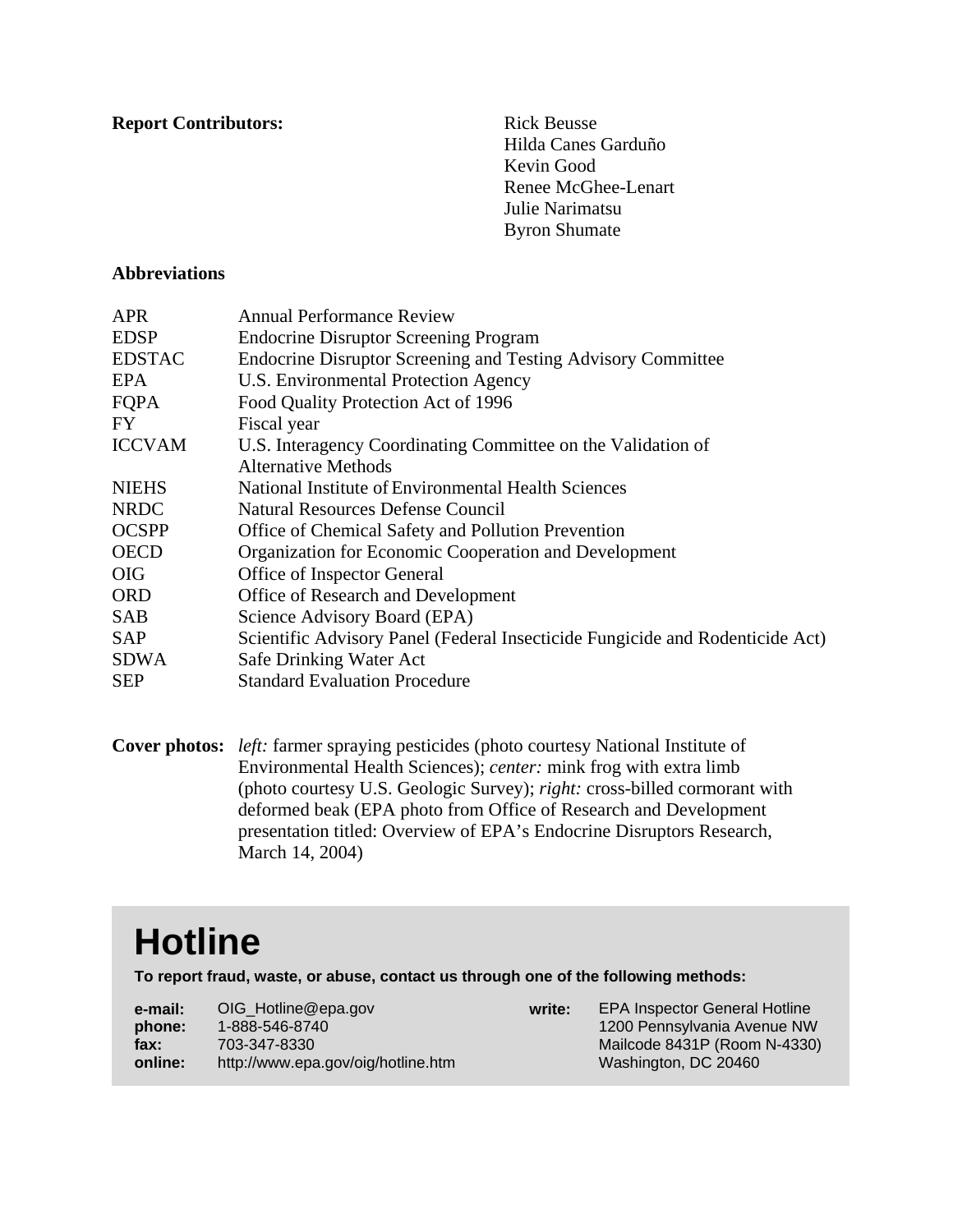**Report Contributors:**

Rick Beusse
Hilda Canes Garduño
Kevin Good
Renee McGhee-Lenart
Julie Narimatsu
Byron Shumate

**Abbreviations**

| | |
|---|---|
| APR | Annual Performance Review |
| EDSP | Endocrine Disruptor Screening Program |
| EDSTAC | Endocrine Disruptor Screening and Testing Advisory Committee |
| EPA | U.S. Environmental Protection Agency |
| FQPA | Food Quality Protection Act of 1996 |
| FY | Fiscal year |
| ICCVAM | U.S. Interagency Coordinating Committee on the Validation of Alternative Methods |
| NIEHS | National Institute of Environmental Health Sciences |
| NRDC | Natural Resources Defense Council |
| OCSPP | Office of Chemical Safety and Pollution Prevention |
| OECD | Organization for Economic Cooperation and Development |
| OIG | Office of Inspector General |
| ORD | Office of Research and Development |
| SAB | Science Advisory Board (EPA) |
| SAP | Scientific Advisory Panel (Federal Insecticide Fungicide and Rodenticide Act) |
| SDWA | Safe Drinking Water Act |
| SEP | Standard Evaluation Procedure |

**Cover photos:** *left:* farmer spraying pesticides (photo courtesy National Institute of Environmental Health Sciences); *center:* mink frog with extra limb (photo courtesy U.S. Geologic Survey); *right:* cross-billed cormorant with deformed beak (EPA photo from Office of Research and Development presentation titled: Overview of EPA's Endocrine Disruptors Research, March 14, 2004)

# Hotline

**To report fraud, waste, or abuse, contact us through one of the following methods:**

**e-mail:** OIG_Hotline@epa.gov
**phone:** 1-888-546-8740
**fax:** 703-347-8330
**online:** http://www.epa.gov/oig/hotline.htm

**write:** EPA Inspector General Hotline
1200 Pennsylvania Avenue NW
Mailcode 8431P (Room N-4330)
Washington, DC 20460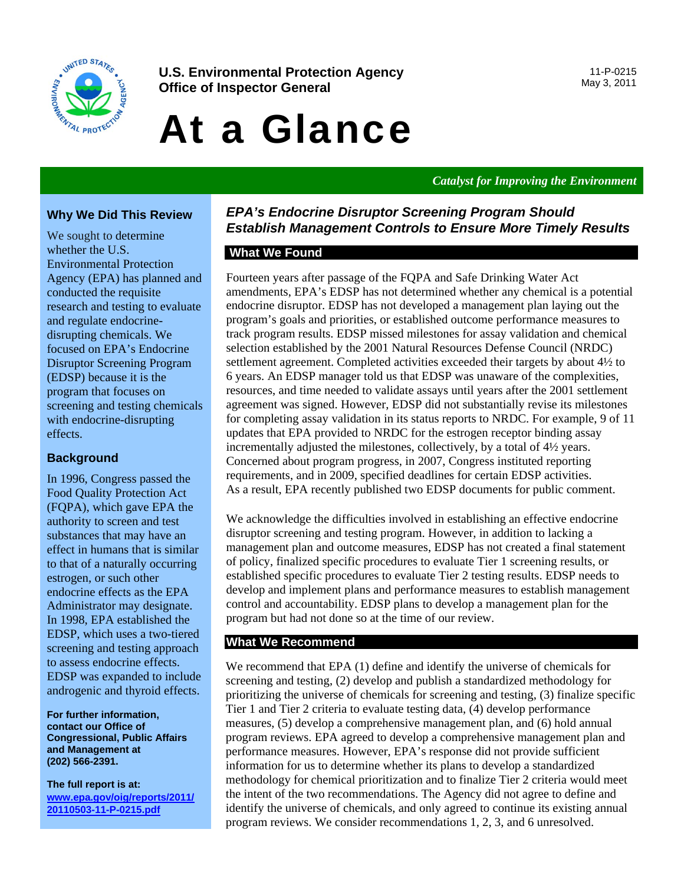**U.S. Environmental Protection Agency**
**Office of Inspector General**

11-P-0215
May 3, 2011

# At a Glance

*Catalyst for Improving the Environment*

## Why We Did This Review

We sought to determine whether the U.S. Environmental Protection Agency (EPA) has planned and conducted the requisite research and testing to evaluate and regulate endocrine-disrupting chemicals. We focused on EPA's Endocrine Disruptor Screening Program (EDSP) because it is the program that focuses on screening and testing chemicals with endocrine-disrupting effects.

## Background

In 1996, Congress passed the Food Quality Protection Act (FQPA), which gave EPA the authority to screen and test substances that may have an effect in humans that is similar to that of a naturally occurring estrogen, or such other endocrine effects as the EPA Administrator may designate. In 1998, EPA established the EDSP, which uses a two-tiered screening and testing approach to assess endocrine effects. EDSP was expanded to include androgenic and thyroid effects.

**For further information, contact our Office of Congressional, Public Affairs and Management at (202) 566-2391.**

**The full report is at:**
**www.epa.gov/oig/reports/2011/20110503-11-P-0215.pdf**

## *EPA's Endocrine Disruptor Screening Program Should Establish Management Controls to Ensure More Timely Results*

### What We Found

Fourteen years after passage of the FQPA and Safe Drinking Water Act amendments, EPA's EDSP has not determined whether any chemical is a potential endocrine disruptor. EDSP has not developed a management plan laying out the program's goals and priorities, or established outcome performance measures to track program results. EDSP missed milestones for assay validation and chemical selection established by the 2001 Natural Resources Defense Council (NRDC) settlement agreement. Completed activities exceeded their targets by about 4½ to 6 years. An EDSP manager told us that EDSP was unaware of the complexities, resources, and time needed to validate assays until years after the 2001 settlement agreement was signed. However, EDSP did not substantially revise its milestones for completing assay validation in its status reports to NRDC. For example, 9 of 11 updates that EPA provided to NRDC for the estrogen receptor binding assay incrementally adjusted the milestones, collectively, by a total of 4½ years. Concerned about program progress, in 2007, Congress instituted reporting requirements, and in 2009, specified deadlines for certain EDSP activities. As a result, EPA recently published two EDSP documents for public comment.

We acknowledge the difficulties involved in establishing an effective endocrine disruptor screening and testing program. However, in addition to lacking a management plan and outcome measures, EDSP has not created a final statement of policy, finalized specific procedures to evaluate Tier 1 screening results, or established specific procedures to evaluate Tier 2 testing results. EDSP needs to develop and implement plans and performance measures to establish management control and accountability. EDSP plans to develop a management plan for the program but had not done so at the time of our review.

### What We Recommend

We recommend that EPA (1) define and identify the universe of chemicals for screening and testing, (2) develop and publish a standardized methodology for prioritizing the universe of chemicals for screening and testing, (3) finalize specific Tier 1 and Tier 2 criteria to evaluate testing data, (4) develop performance measures, (5) develop a comprehensive management plan, and (6) hold annual program reviews. EPA agreed to develop a comprehensive management plan and performance measures. However, EPA's response did not provide sufficient information for us to determine whether its plans to develop a standardized methodology for chemical prioritization and to finalize Tier 2 criteria would meet the intent of the two recommendations. The Agency did not agree to define and identify the universe of chemicals, and only agreed to continue its existing annual program reviews. We consider recommendations 1, 2, 3, and 6 unresolved.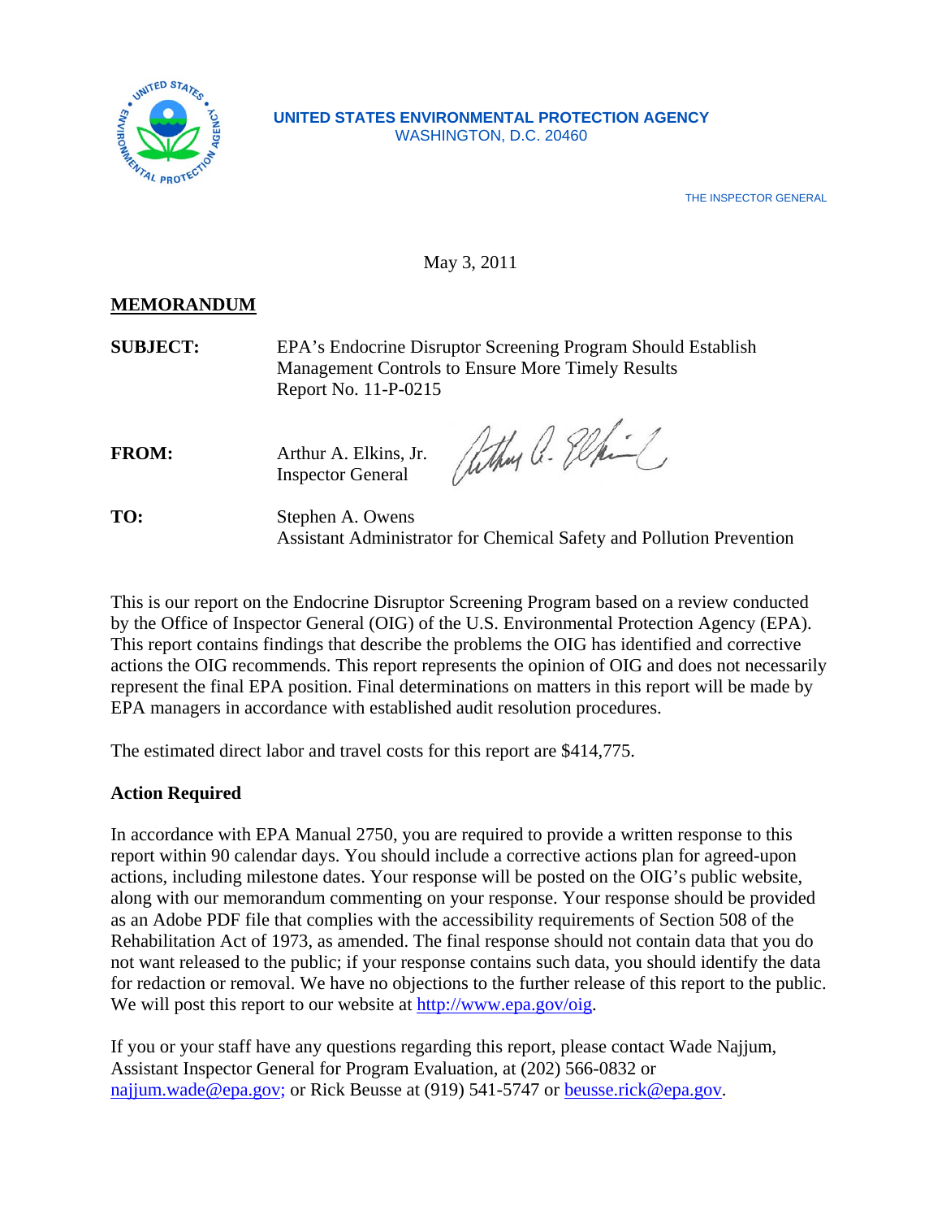UNITED STATES ENVIRONMENTAL PROTECTION AGENCY
WASHINGTON, D.C. 20460

THE INSPECTOR GENERAL

May 3, 2011

**MEMORANDUM**

**SUBJECT:** EPA's Endocrine Disruptor Screening Program Should Establish Management Controls to Ensure More Timely Results
Report No. 11-P-0215

**FROM:** Arthur A. Elkins, Jr.
Inspector General

**TO:** Stephen A. Owens
Assistant Administrator for Chemical Safety and Pollution Prevention

This is our report on the Endocrine Disruptor Screening Program based on a review conducted by the Office of Inspector General (OIG) of the U.S. Environmental Protection Agency (EPA). This report contains findings that describe the problems the OIG has identified and corrective actions the OIG recommends. This report represents the opinion of OIG and does not necessarily represent the final EPA position. Final determinations on matters in this report will be made by EPA managers in accordance with established audit resolution procedures.

The estimated direct labor and travel costs for this report are $414,775.

**Action Required**

In accordance with EPA Manual 2750, you are required to provide a written response to this report within 90 calendar days. You should include a corrective actions plan for agreed-upon actions, including milestone dates. Your response will be posted on the OIG's public website, along with our memorandum commenting on your response. Your response should be provided as an Adobe PDF file that complies with the accessibility requirements of Section 508 of the Rehabilitation Act of 1973, as amended. The final response should not contain data that you do not want released to the public; if your response contains such data, you should identify the data for redaction or removal. We have no objections to the further release of this report to the public. We will post this report to our website at http://www.epa.gov/oig.

If you or your staff have any questions regarding this report, please contact Wade Najjum, Assistant Inspector General for Program Evaluation, at (202) 566-0832 or najjum.wade@epa.gov; or Rick Beusse at (919) 541-5747 or beusse.rick@epa.gov.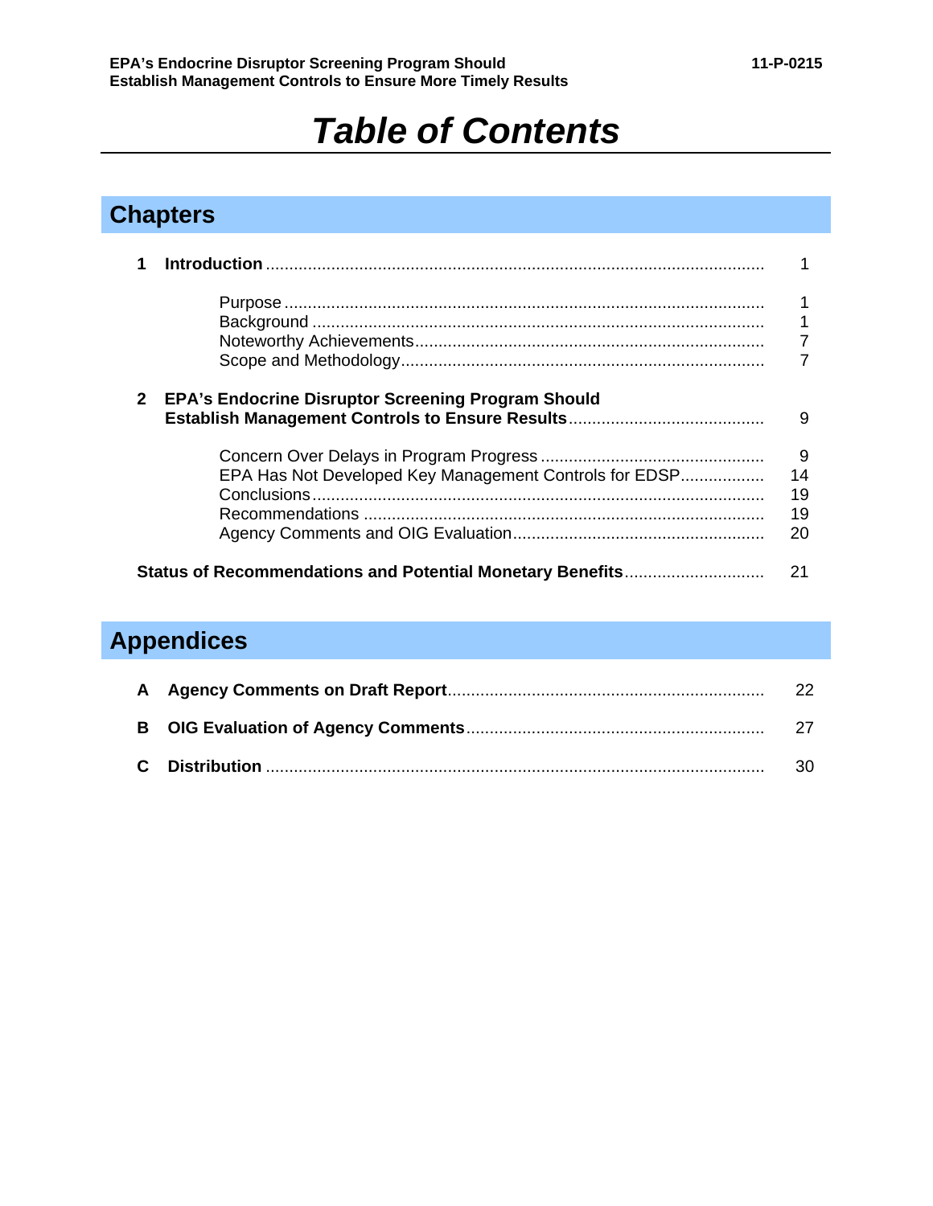# *Table of Contents*

## Chapters

| | | |
|---|---|---|
| **1** | **Introduction** | 1 |
| | Purpose | 1 |
| | Background | 1 |
| | Noteworthy Achievements | 7 |
| | Scope and Methodology | 7 |
| **2** | **EPA's Endocrine Disruptor Screening Program Should Establish Management Controls to Ensure Results** | 9 |
| | Concern Over Delays in Program Progress | 9 |
| | EPA Has Not Developed Key Management Controls for EDSP | 14 |
| | Conclusions | 19 |
| | Recommendations | 19 |
| | Agency Comments and OIG Evaluation | 20 |
| | **Status of Recommendations and Potential Monetary Benefits** | 21 |

## Appendices

| | | |
|---|---|---|
| **A** | **Agency Comments on Draft Report** | 22 |
| **B** | **OIG Evaluation of Agency Comments** | 27 |
| **C** | **Distribution** | 30 |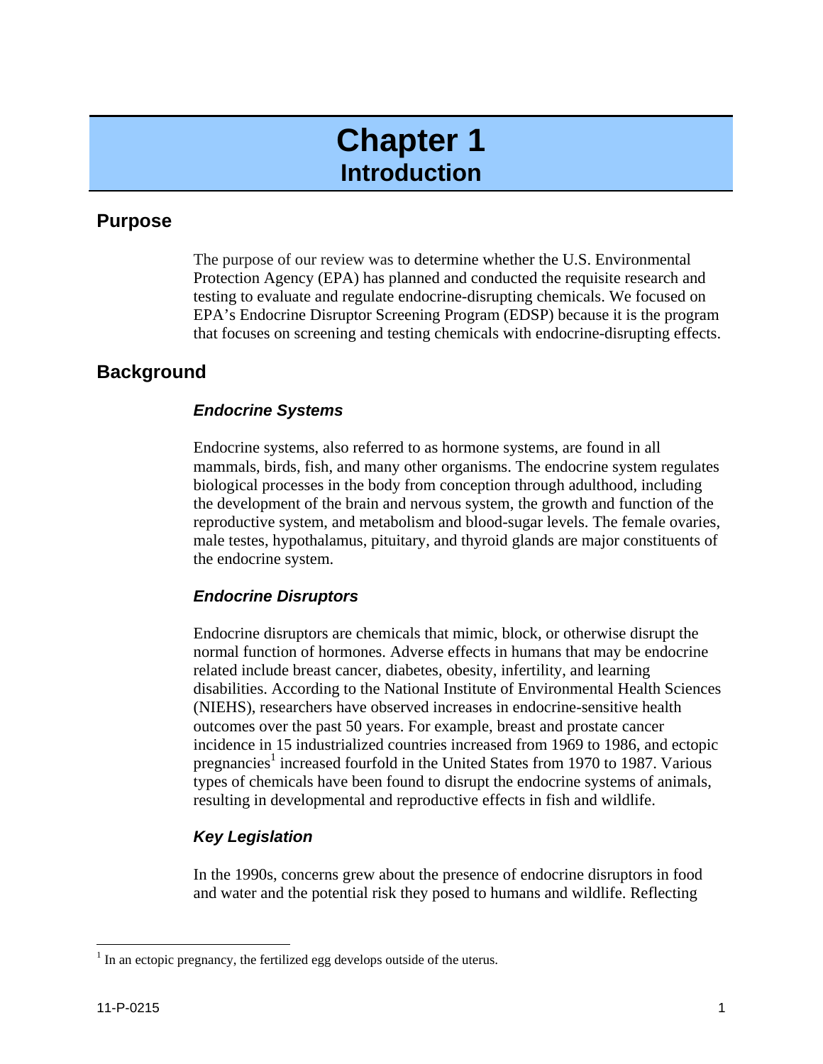# Chapter 1
## Introduction

## Purpose

The purpose of our review was to determine whether the U.S. Environmental Protection Agency (EPA) has planned and conducted the requisite research and testing to evaluate and regulate endocrine-disrupting chemicals. We focused on EPA's Endocrine Disruptor Screening Program (EDSP) because it is the program that focuses on screening and testing chemicals with endocrine-disrupting effects.

## Background

### *Endocrine Systems*

Endocrine systems, also referred to as hormone systems, are found in all mammals, birds, fish, and many other organisms. The endocrine system regulates biological processes in the body from conception through adulthood, including the development of the brain and nervous system, the growth and function of the reproductive system, and metabolism and blood-sugar levels. The female ovaries, male testes, hypothalamus, pituitary, and thyroid glands are major constituents of the endocrine system.

### *Endocrine Disruptors*

Endocrine disruptors are chemicals that mimic, block, or otherwise disrupt the normal function of hormones. Adverse effects in humans that may be endocrine related include breast cancer, diabetes, obesity, infertility, and learning disabilities. According to the National Institute of Environmental Health Sciences (NIEHS), researchers have observed increases in endocrine-sensitive health outcomes over the past 50 years. For example, breast and prostate cancer incidence in 15 industrialized countries increased from 1969 to 1986, and ectopic pregnancies[1] increased fourfold in the United States from 1970 to 1987. Various types of chemicals have been found to disrupt the endocrine systems of animals, resulting in developmental and reproductive effects in fish and wildlife.

### *Key Legislation*

In the 1990s, concerns grew about the presence of endocrine disruptors in food and water and the potential risk they posed to humans and wildlife. Reflecting

[1] In an ectopic pregnancy, the fertilized egg develops outside of the uterus.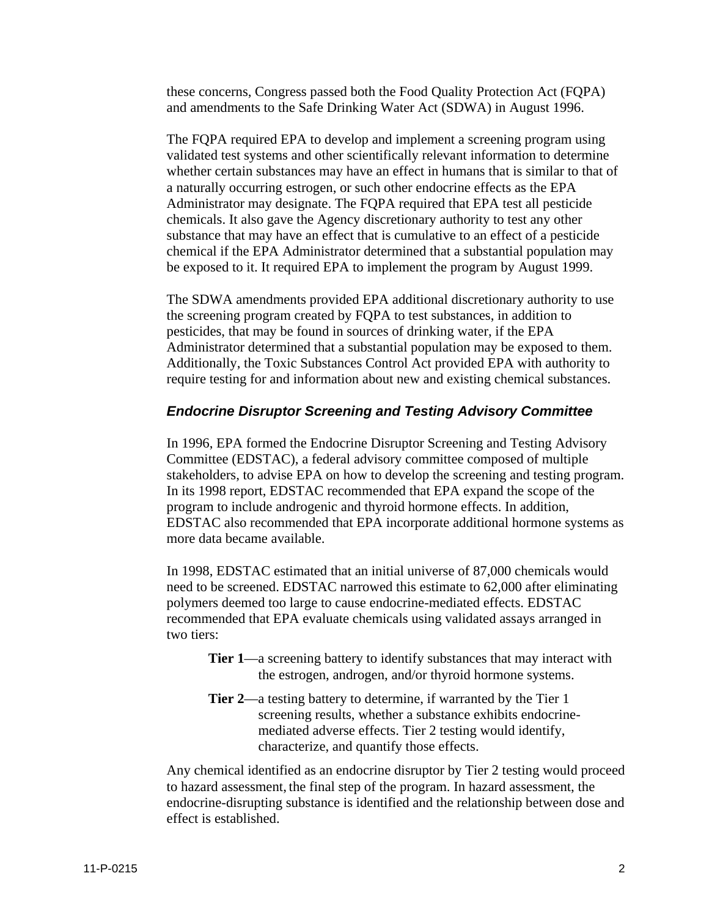these concerns, Congress passed both the Food Quality Protection Act (FQPA) and amendments to the Safe Drinking Water Act (SDWA) in August 1996.

The FQPA required EPA to develop and implement a screening program using validated test systems and other scientifically relevant information to determine whether certain substances may have an effect in humans that is similar to that of a naturally occurring estrogen, or such other endocrine effects as the EPA Administrator may designate. The FQPA required that EPA test all pesticide chemicals. It also gave the Agency discretionary authority to test any other substance that may have an effect that is cumulative to an effect of a pesticide chemical if the EPA Administrator determined that a substantial population may be exposed to it. It required EPA to implement the program by August 1999.

The SDWA amendments provided EPA additional discretionary authority to use the screening program created by FQPA to test substances, in addition to pesticides, that may be found in sources of drinking water, if the EPA Administrator determined that a substantial population may be exposed to them. Additionally, the Toxic Substances Control Act provided EPA with authority to require testing for and information about new and existing chemical substances.

### *Endocrine Disruptor Screening and Testing Advisory Committee*

In 1996, EPA formed the Endocrine Disruptor Screening and Testing Advisory Committee (EDSTAC), a federal advisory committee composed of multiple stakeholders, to advise EPA on how to develop the screening and testing program. In its 1998 report, EDSTAC recommended that EPA expand the scope of the program to include androgenic and thyroid hormone effects. In addition, EDSTAC also recommended that EPA incorporate additional hormone systems as more data became available.

In 1998, EDSTAC estimated that an initial universe of 87,000 chemicals would need to be screened. EDSTAC narrowed this estimate to 62,000 after eliminating polymers deemed too large to cause endocrine-mediated effects. EDSTAC recommended that EPA evaluate chemicals using validated assays arranged in two tiers:

- **Tier 1**—a screening battery to identify substances that may interact with the estrogen, androgen, and/or thyroid hormone systems.
- **Tier 2**—a testing battery to determine, if warranted by the Tier 1 screening results, whether a substance exhibits endocrine-mediated adverse effects. Tier 2 testing would identify, characterize, and quantify those effects.

Any chemical identified as an endocrine disruptor by Tier 2 testing would proceed to hazard assessment, the final step of the program. In hazard assessment, the endocrine-disrupting substance is identified and the relationship between dose and effect is established.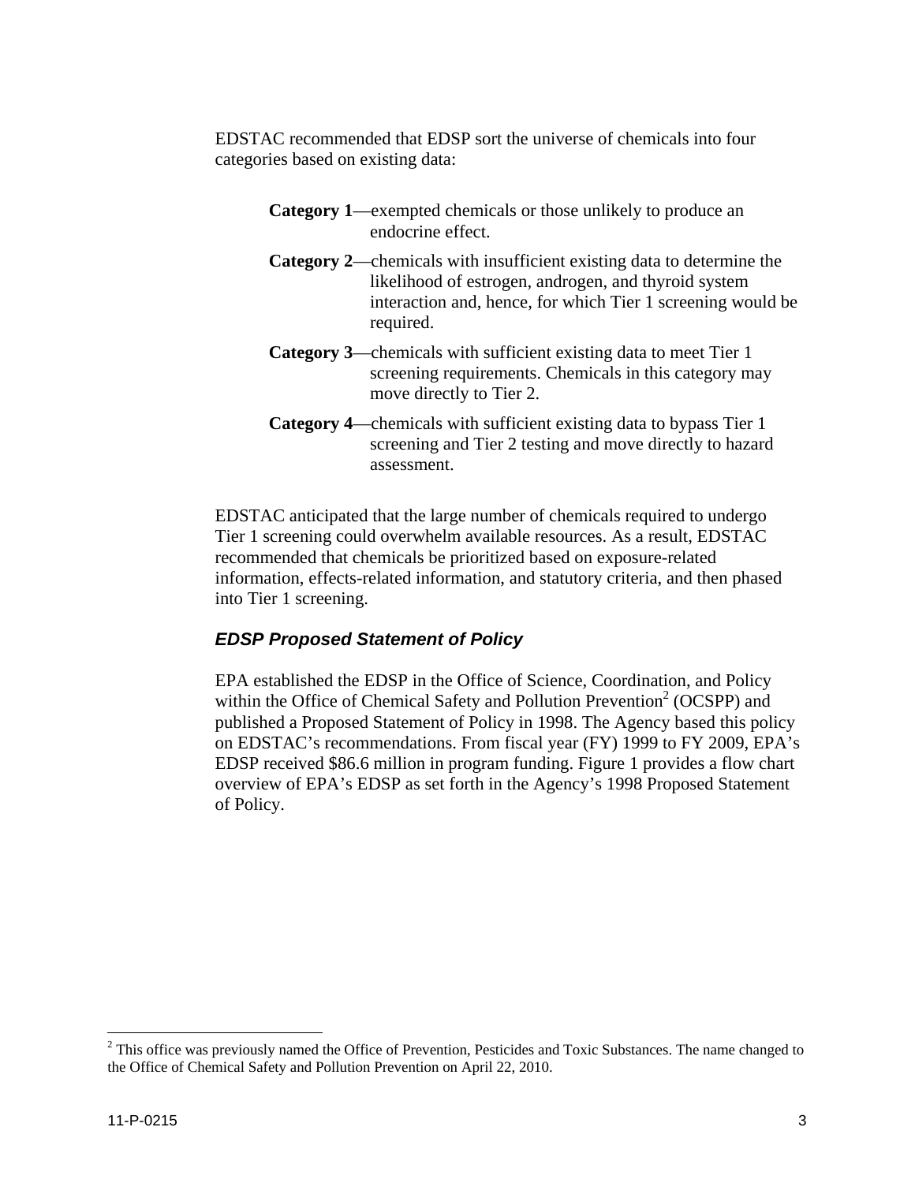EDSTAC recommended that EDSP sort the universe of chemicals into four categories based on existing data:

**Category 1**—exempted chemicals or those unlikely to produce an endocrine effect.

**Category 2**—chemicals with insufficient existing data to determine the likelihood of estrogen, androgen, and thyroid system interaction and, hence, for which Tier 1 screening would be required.

**Category 3**—chemicals with sufficient existing data to meet Tier 1 screening requirements. Chemicals in this category may move directly to Tier 2.

**Category 4**—chemicals with sufficient existing data to bypass Tier 1 screening and Tier 2 testing and move directly to hazard assessment.

EDSTAC anticipated that the large number of chemicals required to undergo Tier 1 screening could overwhelm available resources. As a result, EDSTAC recommended that chemicals be prioritized based on exposure-related information, effects-related information, and statutory criteria, and then phased into Tier 1 screening.

### *EDSP Proposed Statement of Policy*

EPA established the EDSP in the Office of Science, Coordination, and Policy within the Office of Chemical Safety and Pollution Prevention[2] (OCSPP) and published a Proposed Statement of Policy in 1998. The Agency based this policy on EDSTAC's recommendations. From fiscal year (FY) 1999 to FY 2009, EPA's EDSP received $86.6 million in program funding. Figure 1 provides a flow chart overview of EPA's EDSP as set forth in the Agency's 1998 Proposed Statement of Policy.

[2] This office was previously named the Office of Prevention, Pesticides and Toxic Substances. The name changed to the Office of Chemical Safety and Pollution Prevention on April 22, 2010.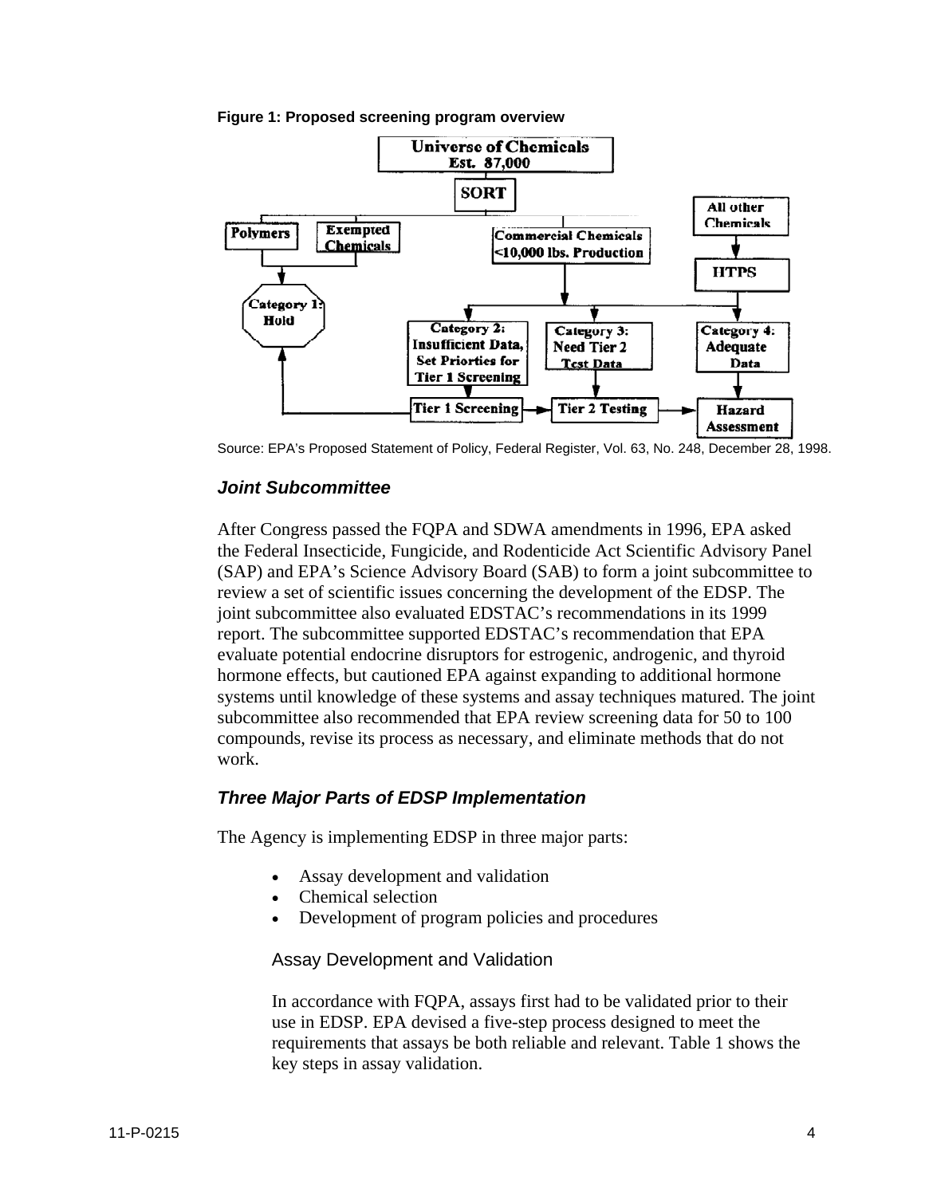**Figure 1: Proposed screening program overview**

Source: EPA's Proposed Statement of Policy, Federal Register, Vol. 63, No. 248, December 28, 1998.

### *Joint Subcommittee*

After Congress passed the FQPA and SDWA amendments in 1996, EPA asked the Federal Insecticide, Fungicide, and Rodenticide Act Scientific Advisory Panel (SAP) and EPA's Science Advisory Board (SAB) to form a joint subcommittee to review a set of scientific issues concerning the development of the EDSP. The joint subcommittee also evaluated EDSTAC's recommendations in its 1999 report. The subcommittee supported EDSTAC's recommendation that EPA evaluate potential endocrine disruptors for estrogenic, androgenic, and thyroid hormone effects, but cautioned EPA against expanding to additional hormone systems until knowledge of these systems and assay techniques matured. The joint subcommittee also recommended that EPA review screening data for 50 to 100 compounds, revise its process as necessary, and eliminate methods that do not work.

### *Three Major Parts of EDSP Implementation*

The Agency is implementing EDSP in three major parts:

- Assay development and validation
- Chemical selection
- Development of program policies and procedures

#### Assay Development and Validation

In accordance with FQPA, assays first had to be validated prior to their use in EDSP. EPA devised a five-step process designed to meet the requirements that assays be both reliable and relevant. Table 1 shows the key steps in assay validation.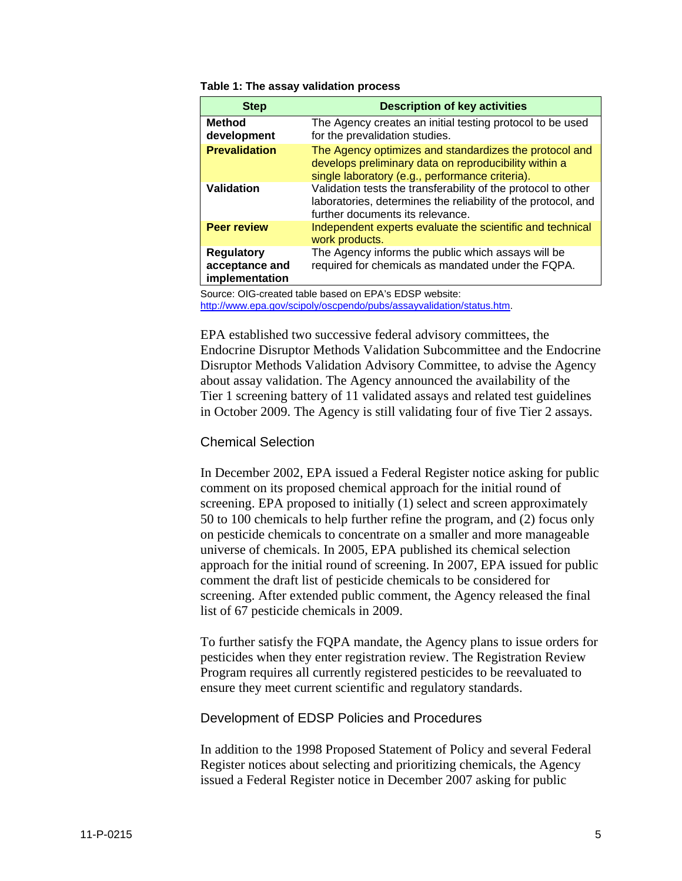**Table 1: The assay validation process**

| Step | Description of key activities |
| --- | --- |
| **Method development** | The Agency creates an initial testing protocol to be used for the prevalidation studies. |
| **Prevalidation** | The Agency optimizes and standardizes the protocol and develops preliminary data on reproducibility within a single laboratory (e.g., performance criteria). |
| **Validation** | Validation tests the transferability of the protocol to other laboratories, determines the reliability of the protocol, and further documents its relevance. |
| **Peer review** | Independent experts evaluate the scientific and technical work products. |
| **Regulatory acceptance and implementation** | The Agency informs the public which assays will be required for chemicals as mandated under the FQPA. |

Source: OIG-created table based on EPA's EDSP website: http://www.epa.gov/scipoly/oscpendo/pubs/assayvalidation/status.htm.

EPA established two successive federal advisory committees, the Endocrine Disruptor Methods Validation Subcommittee and the Endocrine Disruptor Methods Validation Advisory Committee, to advise the Agency about assay validation. The Agency announced the availability of the Tier 1 screening battery of 11 validated assays and related test guidelines in October 2009. The Agency is still validating four of five Tier 2 assays.

### Chemical Selection

In December 2002, EPA issued a Federal Register notice asking for public comment on its proposed chemical approach for the initial round of screening. EPA proposed to initially (1) select and screen approximately 50 to 100 chemicals to help further refine the program, and (2) focus only on pesticide chemicals to concentrate on a smaller and more manageable universe of chemicals. In 2005, EPA published its chemical selection approach for the initial round of screening. In 2007, EPA issued for public comment the draft list of pesticide chemicals to be considered for screening. After extended public comment, the Agency released the final list of 67 pesticide chemicals in 2009.

To further satisfy the FQPA mandate, the Agency plans to issue orders for pesticides when they enter registration review. The Registration Review Program requires all currently registered pesticides to be reevaluated to ensure they meet current scientific and regulatory standards.

### Development of EDSP Policies and Procedures

In addition to the 1998 Proposed Statement of Policy and several Federal Register notices about selecting and prioritizing chemicals, the Agency issued a Federal Register notice in December 2007 asking for public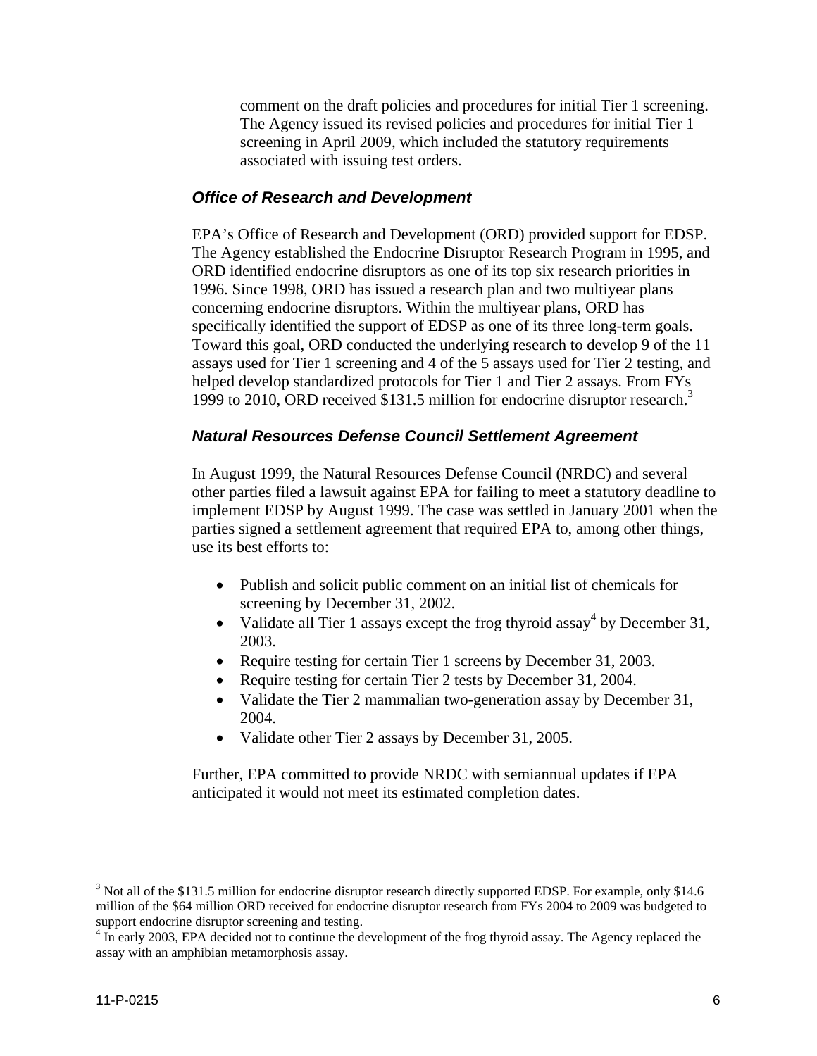comment on the draft policies and procedures for initial Tier 1 screening. The Agency issued its revised policies and procedures for initial Tier 1 screening in April 2009, which included the statutory requirements associated with issuing test orders.

### *Office of Research and Development*

EPA's Office of Research and Development (ORD) provided support for EDSP. The Agency established the Endocrine Disruptor Research Program in 1995, and ORD identified endocrine disruptors as one of its top six research priorities in 1996. Since 1998, ORD has issued a research plan and two multiyear plans concerning endocrine disruptors. Within the multiyear plans, ORD has specifically identified the support of EDSP as one of its three long-term goals. Toward this goal, ORD conducted the underlying research to develop 9 of the 11 assays used for Tier 1 screening and 4 of the 5 assays used for Tier 2 testing, and helped develop standardized protocols for Tier 1 and Tier 2 assays. From FYs 1999 to 2010, ORD received $131.5 million for endocrine disruptor research.[3]

### *Natural Resources Defense Council Settlement Agreement*

In August 1999, the Natural Resources Defense Council (NRDC) and several other parties filed a lawsuit against EPA for failing to meet a statutory deadline to implement EDSP by August 1999. The case was settled in January 2001 when the parties signed a settlement agreement that required EPA to, among other things, use its best efforts to:

- Publish and solicit public comment on an initial list of chemicals for screening by December 31, 2002.
- Validate all Tier 1 assays except the frog thyroid assay[4] by December 31, 2003.
- Require testing for certain Tier 1 screens by December 31, 2003.
- Require testing for certain Tier 2 tests by December 31, 2004.
- Validate the Tier 2 mammalian two-generation assay by December 31, 2004.
- Validate other Tier 2 assays by December 31, 2005.

Further, EPA committed to provide NRDC with semiannual updates if EPA anticipated it would not meet its estimated completion dates.

---

[3] Not all of the $131.5 million for endocrine disruptor research directly supported EDSP. For example, only $14.6 million of the $64 million ORD received for endocrine disruptor research from FYs 2004 to 2009 was budgeted to support endocrine disruptor screening and testing.

[4] In early 2003, EPA decided not to continue the development of the frog thyroid assay. The Agency replaced the assay with an amphibian metamorphosis assay.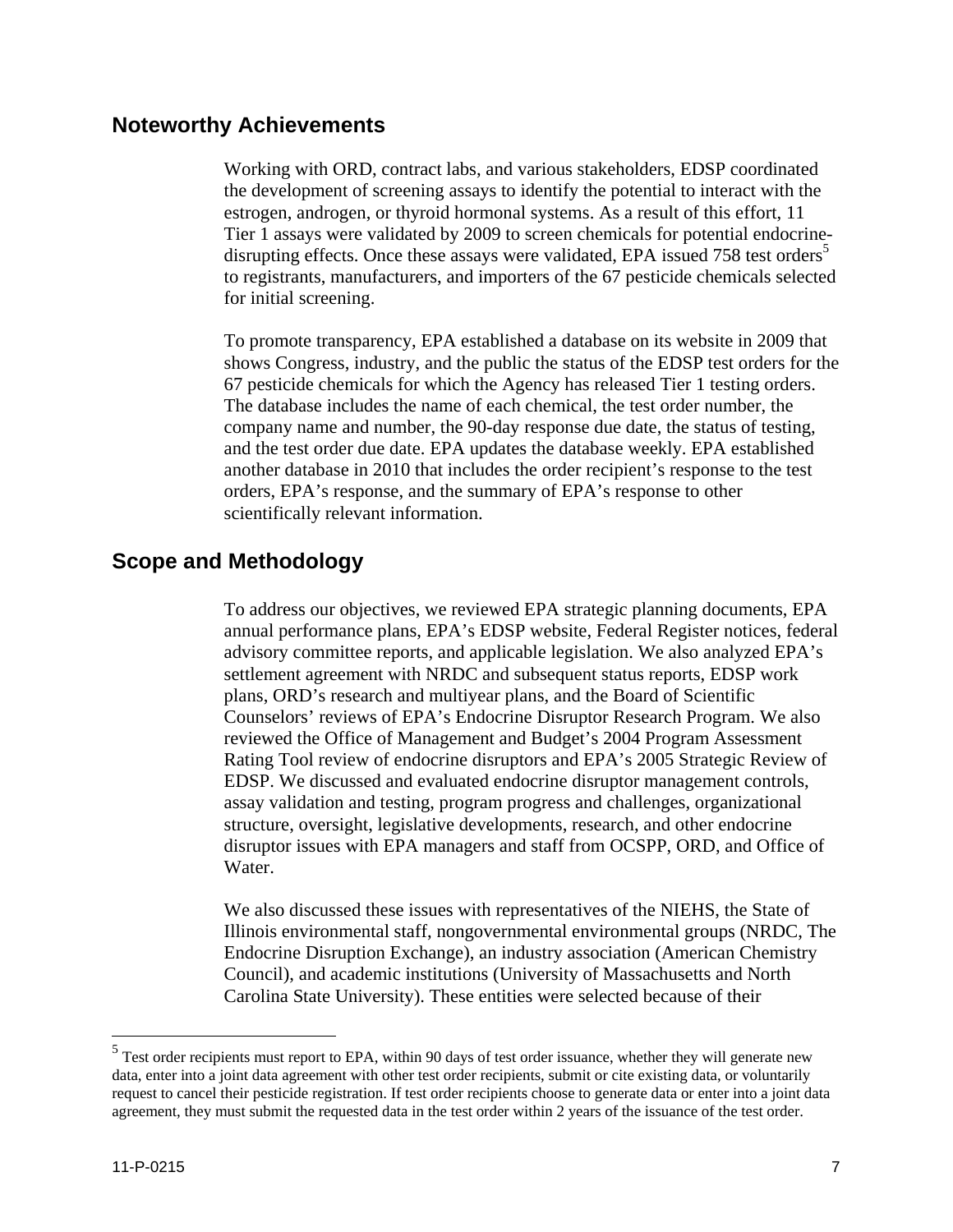## Noteworthy Achievements

Working with ORD, contract labs, and various stakeholders, EDSP coordinated the development of screening assays to identify the potential to interact with the estrogen, androgen, or thyroid hormonal systems. As a result of this effort, 11 Tier 1 assays were validated by 2009 to screen chemicals for potential endocrine-disrupting effects. Once these assays were validated, EPA issued 758 test orders[5] to registrants, manufacturers, and importers of the 67 pesticide chemicals selected for initial screening.

To promote transparency, EPA established a database on its website in 2009 that shows Congress, industry, and the public the status of the EDSP test orders for the 67 pesticide chemicals for which the Agency has released Tier 1 testing orders. The database includes the name of each chemical, the test order number, the company name and number, the 90-day response due date, the status of testing, and the test order due date. EPA updates the database weekly. EPA established another database in 2010 that includes the order recipient's response to the test orders, EPA's response, and the summary of EPA's response to other scientifically relevant information.

## Scope and Methodology

To address our objectives, we reviewed EPA strategic planning documents, EPA annual performance plans, EPA's EDSP website, Federal Register notices, federal advisory committee reports, and applicable legislation. We also analyzed EPA's settlement agreement with NRDC and subsequent status reports, EDSP work plans, ORD's research and multiyear plans, and the Board of Scientific Counselors' reviews of EPA's Endocrine Disruptor Research Program. We also reviewed the Office of Management and Budget's 2004 Program Assessment Rating Tool review of endocrine disruptors and EPA's 2005 Strategic Review of EDSP. We discussed and evaluated endocrine disruptor management controls, assay validation and testing, program progress and challenges, organizational structure, oversight, legislative developments, research, and other endocrine disruptor issues with EPA managers and staff from OCSPP, ORD, and Office of Water.

We also discussed these issues with representatives of the NIEHS, the State of Illinois environmental staff, nongovernmental environmental groups (NRDC, The Endocrine Disruption Exchange), an industry association (American Chemistry Council), and academic institutions (University of Massachusetts and North Carolina State University). These entities were selected because of their

---

[5] Test order recipients must report to EPA, within 90 days of test order issuance, whether they will generate new data, enter into a joint data agreement with other test order recipients, submit or cite existing data, or voluntarily request to cancel their pesticide registration. If test order recipients choose to generate data or enter into a joint data agreement, they must submit the requested data in the test order within 2 years of the issuance of the test order.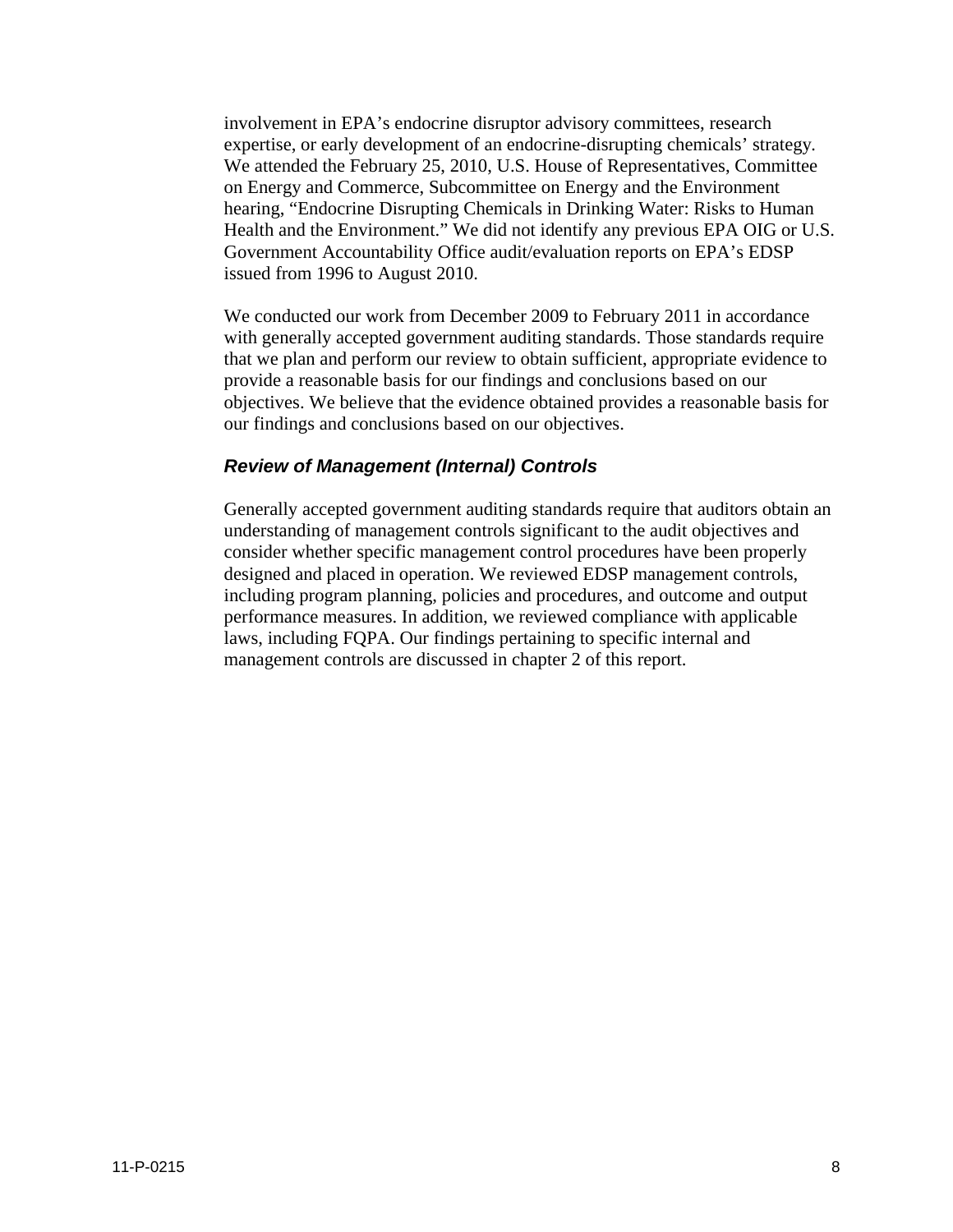involvement in EPA's endocrine disruptor advisory committees, research expertise, or early development of an endocrine-disrupting chemicals' strategy. We attended the February 25, 2010, U.S. House of Representatives, Committee on Energy and Commerce, Subcommittee on Energy and the Environment hearing, "Endocrine Disrupting Chemicals in Drinking Water: Risks to Human Health and the Environment." We did not identify any previous EPA OIG or U.S. Government Accountability Office audit/evaluation reports on EPA's EDSP issued from 1996 to August 2010.

We conducted our work from December 2009 to February 2011 in accordance with generally accepted government auditing standards. Those standards require that we plan and perform our review to obtain sufficient, appropriate evidence to provide a reasonable basis for our findings and conclusions based on our objectives. We believe that the evidence obtained provides a reasonable basis for our findings and conclusions based on our objectives.

### *Review of Management (Internal) Controls*

Generally accepted government auditing standards require that auditors obtain an understanding of management controls significant to the audit objectives and consider whether specific management control procedures have been properly designed and placed in operation. We reviewed EDSP management controls, including program planning, policies and procedures, and outcome and output performance measures. In addition, we reviewed compliance with applicable laws, including FQPA. Our findings pertaining to specific internal and management controls are discussed in chapter 2 of this report.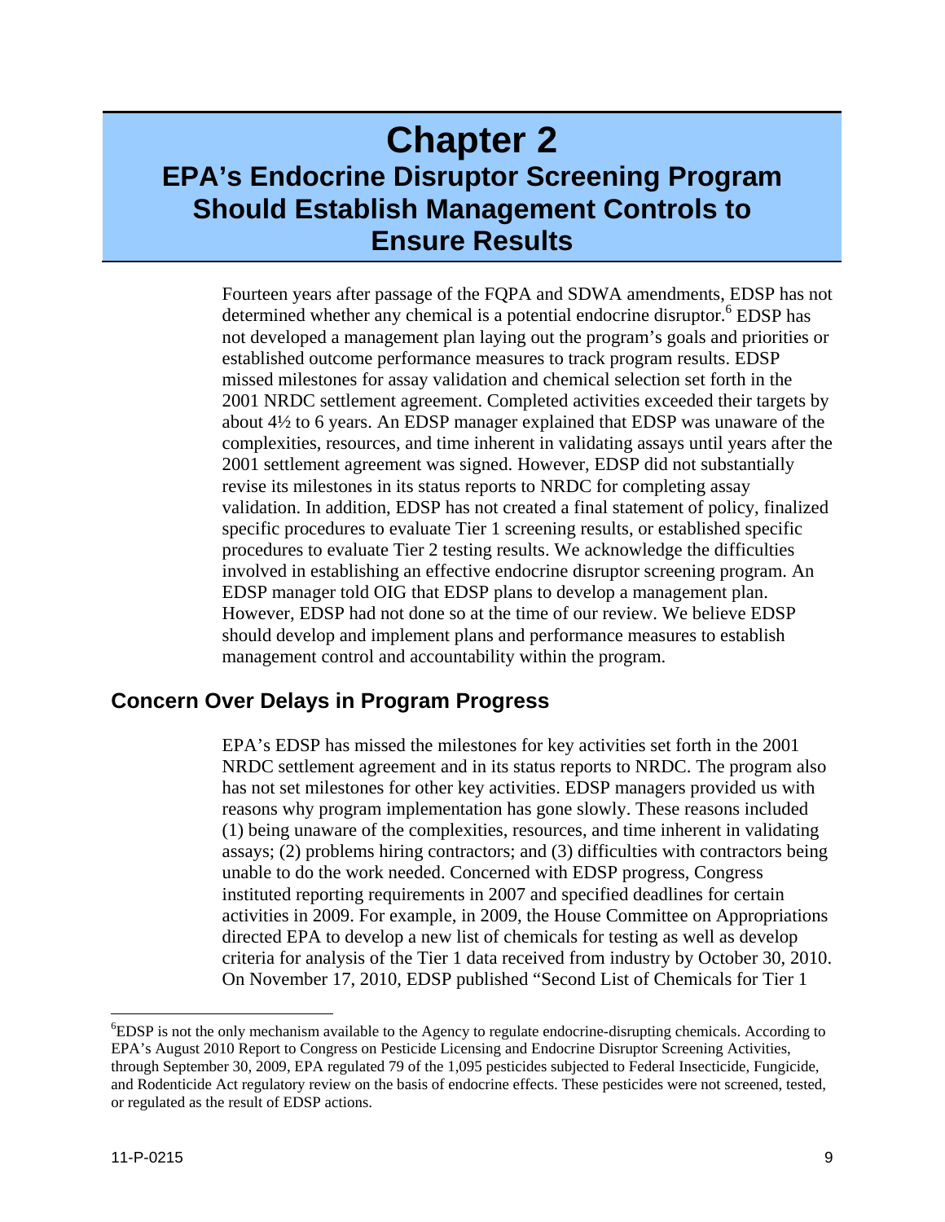# Chapter 2
## EPA's Endocrine Disruptor Screening Program Should Establish Management Controls to Ensure Results

Fourteen years after passage of the FQPA and SDWA amendments, EDSP has not determined whether any chemical is a potential endocrine disruptor.[6] EDSP has not developed a management plan laying out the program's goals and priorities or established outcome performance measures to track program results. EDSP missed milestones for assay validation and chemical selection set forth in the 2001 NRDC settlement agreement. Completed activities exceeded their targets by about 4½ to 6 years. An EDSP manager explained that EDSP was unaware of the complexities, resources, and time inherent in validating assays until years after the 2001 settlement agreement was signed. However, EDSP did not substantially revise its milestones in its status reports to NRDC for completing assay validation. In addition, EDSP has not created a final statement of policy, finalized specific procedures to evaluate Tier 1 screening results, or established specific procedures to evaluate Tier 2 testing results. We acknowledge the difficulties involved in establishing an effective endocrine disruptor screening program. An EDSP manager told OIG that EDSP plans to develop a management plan. However, EDSP had not done so at the time of our review. We believe EDSP should develop and implement plans and performance measures to establish management control and accountability within the program.

### Concern Over Delays in Program Progress

EPA's EDSP has missed the milestones for key activities set forth in the 2001 NRDC settlement agreement and in its status reports to NRDC. The program also has not set milestones for other key activities. EDSP managers provided us with reasons why program implementation has gone slowly. These reasons included (1) being unaware of the complexities, resources, and time inherent in validating assays; (2) problems hiring contractors; and (3) difficulties with contractors being unable to do the work needed. Concerned with EDSP progress, Congress instituted reporting requirements in 2007 and specified deadlines for certain activities in 2009. For example, in 2009, the House Committee on Appropriations directed EPA to develop a new list of chemicals for testing as well as develop criteria for analysis of the Tier 1 data received from industry by October 30, 2010. On November 17, 2010, EDSP published "Second List of Chemicals for Tier 1

---

[6] EDSP is not the only mechanism available to the Agency to regulate endocrine-disrupting chemicals. According to EPA's August 2010 Report to Congress on Pesticide Licensing and Endocrine Disruptor Screening Activities, through September 30, 2009, EPA regulated 79 of the 1,095 pesticides subjected to Federal Insecticide, Fungicide, and Rodenticide Act regulatory review on the basis of endocrine effects. These pesticides were not screened, tested, or regulated as the result of EDSP actions.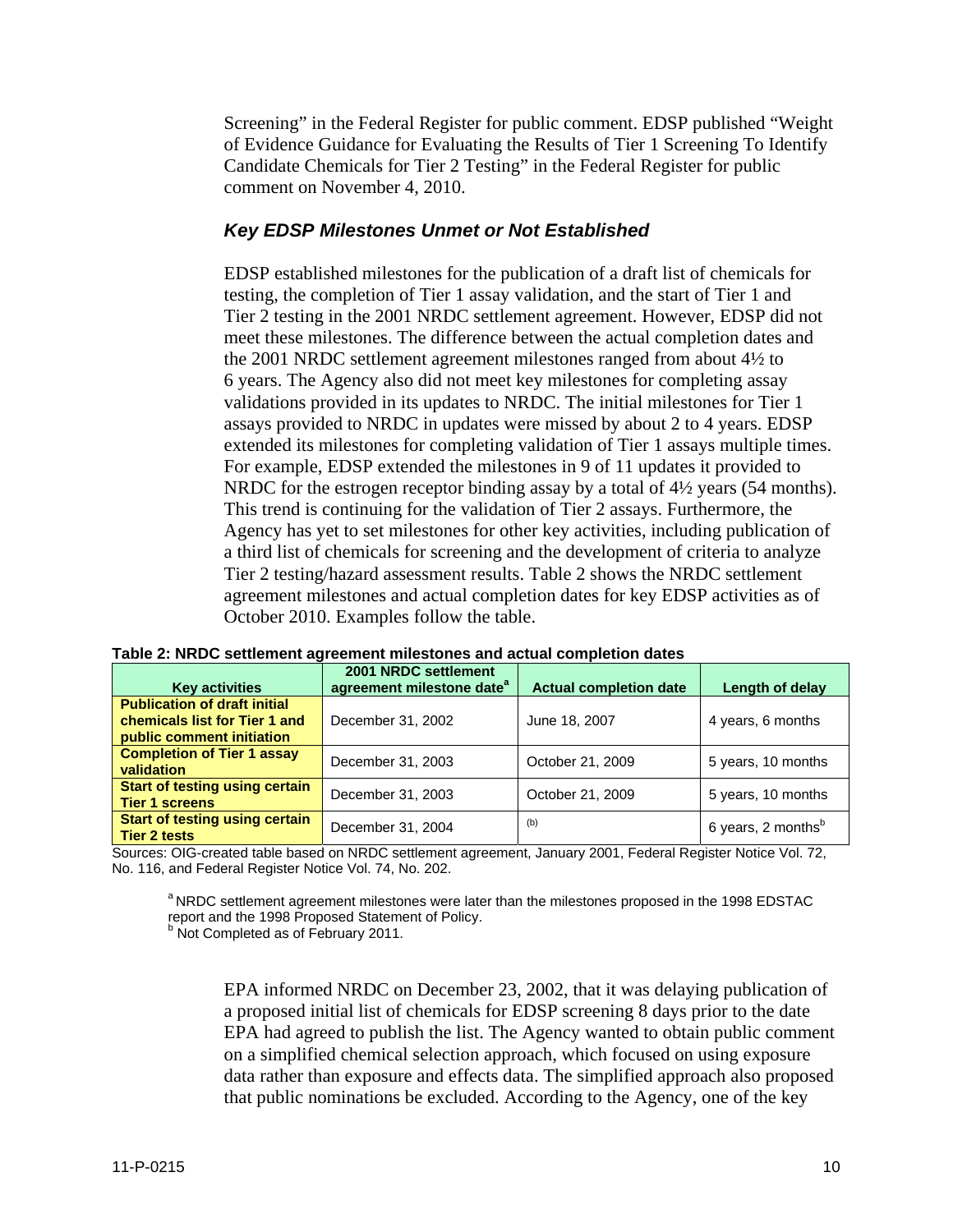Screening" in the Federal Register for public comment. EDSP published "Weight of Evidence Guidance for Evaluating the Results of Tier 1 Screening To Identify Candidate Chemicals for Tier 2 Testing" in the Federal Register for public comment on November 4, 2010.

### *Key EDSP Milestones Unmet or Not Established*

EDSP established milestones for the publication of a draft list of chemicals for testing, the completion of Tier 1 assay validation, and the start of Tier 1 and Tier 2 testing in the 2001 NRDC settlement agreement. However, EDSP did not meet these milestones. The difference between the actual completion dates and the 2001 NRDC settlement agreement milestones ranged from about 4½ to 6 years. The Agency also did not meet key milestones for completing assay validations provided in its updates to NRDC. The initial milestones for Tier 1 assays provided to NRDC in updates were missed by about 2 to 4 years. EDSP extended its milestones for completing validation of Tier 1 assays multiple times. For example, EDSP extended the milestones in 9 of 11 updates it provided to NRDC for the estrogen receptor binding assay by a total of 4½ years (54 months). This trend is continuing for the validation of Tier 2 assays. Furthermore, the Agency has yet to set milestones for other key activities, including publication of a third list of chemicals for screening and the development of criteria to analyze Tier 2 testing/hazard assessment results. Table 2 shows the NRDC settlement agreement milestones and actual completion dates for key EDSP activities as of October 2010. Examples follow the table.

**Table 2: NRDC settlement agreement milestones and actual completion dates**

| Key activities | 2001 NRDC settlement agreement milestone date[a] | Actual completion date | Length of delay |
|---|---|---|---|
| **Publication of draft initial chemicals list for Tier 1 and public comment initiation** | December 31, 2002 | June 18, 2007 | 4 years, 6 months |
| **Completion of Tier 1 assay validation** | December 31, 2003 | October 21, 2009 | 5 years, 10 months |
| **Start of testing using certain Tier 1 screens** | December 31, 2003 | October 21, 2009 | 5 years, 10 months |
| **Start of testing using certain Tier 2 tests** | December 31, 2004 | (b) | 6 years, 2 months[b] |

Sources: OIG-created table based on NRDC settlement agreement, January 2001, Federal Register Notice Vol. 72, No. 116, and Federal Register Notice Vol. 74, No. 202.

[a] NRDC settlement agreement milestones were later than the milestones proposed in the 1998 EDSTAC report and the 1998 Proposed Statement of Policy.
[b] Not Completed as of February 2011.

EPA informed NRDC on December 23, 2002, that it was delaying publication of a proposed initial list of chemicals for EDSP screening 8 days prior to the date EPA had agreed to publish the list. The Agency wanted to obtain public comment on a simplified chemical selection approach, which focused on using exposure data rather than exposure and effects data. The simplified approach also proposed that public nominations be excluded. According to the Agency, one of the key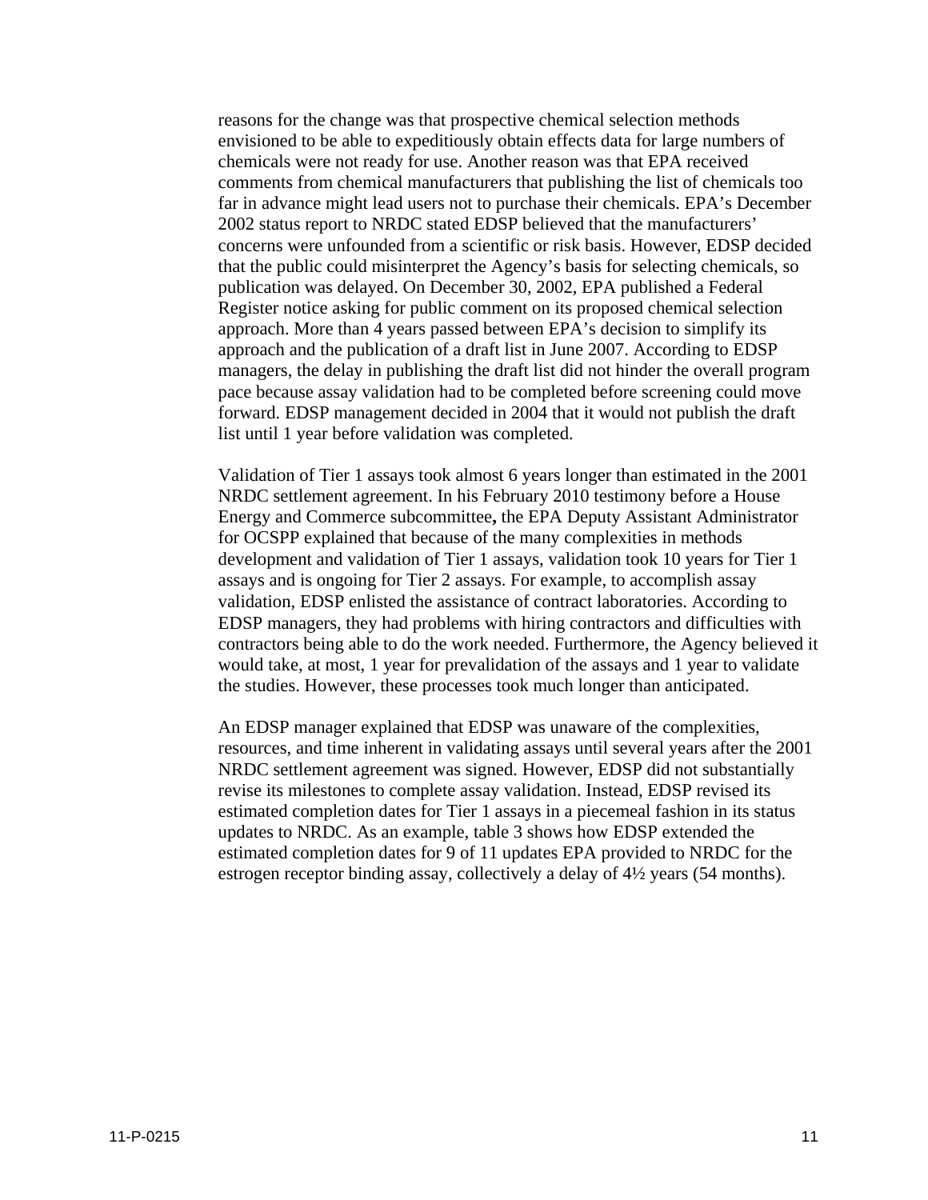reasons for the change was that prospective chemical selection methods envisioned to be able to expeditiously obtain effects data for large numbers of chemicals were not ready for use. Another reason was that EPA received comments from chemical manufacturers that publishing the list of chemicals too far in advance might lead users not to purchase their chemicals. EPA's December 2002 status report to NRDC stated EDSP believed that the manufacturers' concerns were unfounded from a scientific or risk basis. However, EDSP decided that the public could misinterpret the Agency's basis for selecting chemicals, so publication was delayed. On December 30, 2002, EPA published a Federal Register notice asking for public comment on its proposed chemical selection approach. More than 4 years passed between EPA's decision to simplify its approach and the publication of a draft list in June 2007. According to EDSP managers, the delay in publishing the draft list did not hinder the overall program pace because assay validation had to be completed before screening could move forward. EDSP management decided in 2004 that it would not publish the draft list until 1 year before validation was completed.

Validation of Tier 1 assays took almost 6 years longer than estimated in the 2001 NRDC settlement agreement. In his February 2010 testimony before a House Energy and Commerce subcommittee, the EPA Deputy Assistant Administrator for OCSPP explained that because of the many complexities in methods development and validation of Tier 1 assays, validation took 10 years for Tier 1 assays and is ongoing for Tier 2 assays. For example, to accomplish assay validation, EDSP enlisted the assistance of contract laboratories. According to EDSP managers, they had problems with hiring contractors and difficulties with contractors being able to do the work needed. Furthermore, the Agency believed it would take, at most, 1 year for prevalidation of the assays and 1 year to validate the studies. However, these processes took much longer than anticipated.

An EDSP manager explained that EDSP was unaware of the complexities, resources, and time inherent in validating assays until several years after the 2001 NRDC settlement agreement was signed. However, EDSP did not substantially revise its milestones to complete assay validation. Instead, EDSP revised its estimated completion dates for Tier 1 assays in a piecemeal fashion in its status updates to NRDC. As an example, table 3 shows how EDSP extended the estimated completion dates for 9 of 11 updates EPA provided to NRDC for the estrogen receptor binding assay, collectively a delay of 4½ years (54 months).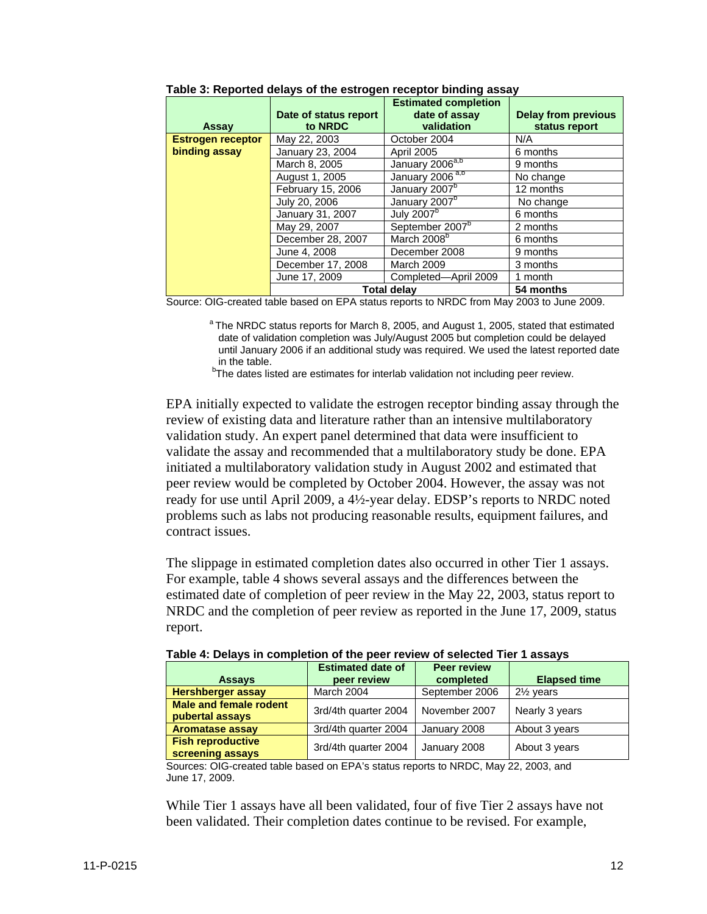**Table 3: Reported delays of the estrogen receptor binding assay**

| Assay | Date of status report to NRDC | Estimated completion date of assay validation | Delay from previous status report |
|---|---|---|---|
| **Estrogen receptor binding assay** | May 22, 2003 | October 2004 | N/A |
| | January 23, 2004 | April 2005 | 6 months |
| | March 8, 2005 | January 2006[a,b] | 9 months |
| | August 1, 2005 | January 2006 [a,b] | No change |
| | February 15, 2006 | January 2007[b] | 12 months |
| | July 20, 2006 | January 2007[b] | No change |
| | January 31, 2007 | July 2007[b] | 6 months |
| | May 29, 2007 | September 2007[b] | 2 months |
| | December 28, 2007 | March 2008[b] | 6 months |
| | June 4, 2008 | December 2008 | 9 months |
| | December 17, 2008 | March 2009 | 3 months |
| | June 17, 2009 | Completed—April 2009 | 1 month |
| | **Total delay** | | **54 months** |

Source: OIG-created table based on EPA status reports to NRDC from May 2003 to June 2009.

[a] The NRDC status reports for March 8, 2005, and August 1, 2005, stated that estimated date of validation completion was July/August 2005 but completion could be delayed until January 2006 if an additional study was required. We used the latest reported date in the table.

[b] The dates listed are estimates for interlab validation not including peer review.

EPA initially expected to validate the estrogen receptor binding assay through the review of existing data and literature rather than an intensive multilaboratory validation study. An expert panel determined that data were insufficient to validate the assay and recommended that a multilaboratory study be done. EPA initiated a multilaboratory validation study in August 2002 and estimated that peer review would be completed by October 2004. However, the assay was not ready for use until April 2009, a 4½-year delay. EDSP's reports to NRDC noted problems such as labs not producing reasonable results, equipment failures, and contract issues.

The slippage in estimated completion dates also occurred in other Tier 1 assays. For example, table 4 shows several assays and the differences between the estimated date of completion of peer review in the May 22, 2003, status report to NRDC and the completion of peer review as reported in the June 17, 2009, status report.

**Table 4: Delays in completion of the peer review of selected Tier 1 assays**

| Assays | Estimated date of peer review | Peer review completed | Elapsed time |
|---|---|---|---|
| **Hershberger assay** | March 2004 | September 2006 | 2½ years |
| **Male and female rodent pubertal assays** | 3rd/4th quarter 2004 | November 2007 | Nearly 3 years |
| **Aromatase assay** | 3rd/4th quarter 2004 | January 2008 | About 3 years |
| **Fish reproductive screening assays** | 3rd/4th quarter 2004 | January 2008 | About 3 years |

Sources: OIG-created table based on EPA's status reports to NRDC, May 22, 2003, and June 17, 2009.

While Tier 1 assays have all been validated, four of five Tier 2 assays have not been validated. Their completion dates continue to be revised. For example,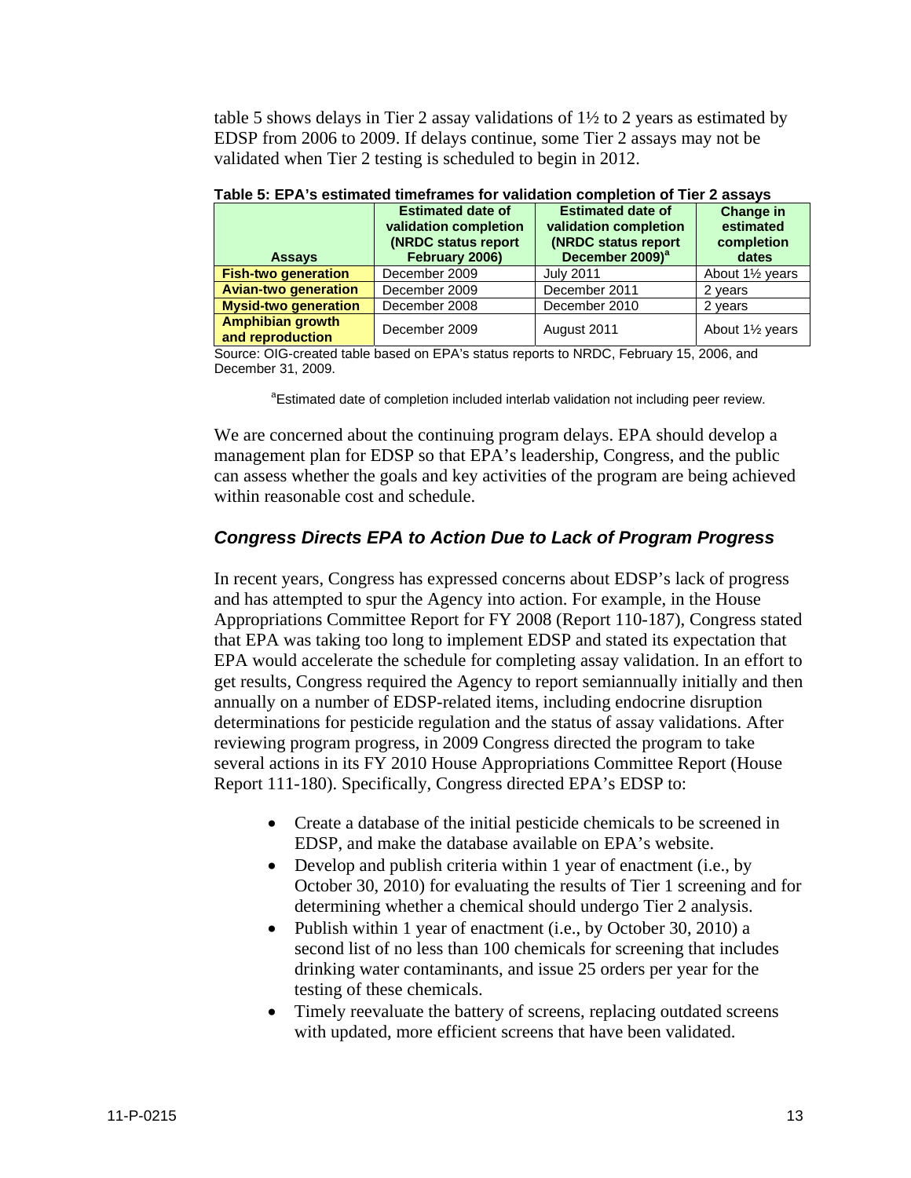table 5 shows delays in Tier 2 assay validations of 1½ to 2 years as estimated by EDSP from 2006 to 2009. If delays continue, some Tier 2 assays may not be validated when Tier 2 testing is scheduled to begin in 2012.

**Table 5: EPA's estimated timeframes for validation completion of Tier 2 assays**

| Assays | Estimated date of validation completion (NRDC status report February 2006) | Estimated date of validation completion (NRDC status report December 2009)[a] | Change in estimated completion dates |
|---|---|---|---|
| **Fish-two generation** | December 2009 | July 2011 | About 1½ years |
| **Avian-two generation** | December 2009 | December 2011 | 2 years |
| **Mysid-two generation** | December 2008 | December 2010 | 2 years |
| **Amphibian growth and reproduction** | December 2009 | August 2011 | About 1½ years |

Source: OIG-created table based on EPA's status reports to NRDC, February 15, 2006, and December 31, 2009.

[a]Estimated date of completion included interlab validation not including peer review.

We are concerned about the continuing program delays. EPA should develop a management plan for EDSP so that EPA's leadership, Congress, and the public can assess whether the goals and key activities of the program are being achieved within reasonable cost and schedule.

## *Congress Directs EPA to Action Due to Lack of Program Progress*

In recent years, Congress has expressed concerns about EDSP's lack of progress and has attempted to spur the Agency into action. For example, in the House Appropriations Committee Report for FY 2008 (Report 110-187), Congress stated that EPA was taking too long to implement EDSP and stated its expectation that EPA would accelerate the schedule for completing assay validation. In an effort to get results, Congress required the Agency to report semiannually initially and then annually on a number of EDSP-related items, including endocrine disruption determinations for pesticide regulation and the status of assay validations. After reviewing program progress, in 2009 Congress directed the program to take several actions in its FY 2010 House Appropriations Committee Report (House Report 111-180). Specifically, Congress directed EPA's EDSP to:

- Create a database of the initial pesticide chemicals to be screened in EDSP, and make the database available on EPA's website.
- Develop and publish criteria within 1 year of enactment (i.e., by October 30, 2010) for evaluating the results of Tier 1 screening and for determining whether a chemical should undergo Tier 2 analysis.
- Publish within 1 year of enactment (i.e., by October 30, 2010) a second list of no less than 100 chemicals for screening that includes drinking water contaminants, and issue 25 orders per year for the testing of these chemicals.
- Timely reevaluate the battery of screens, replacing outdated screens with updated, more efficient screens that have been validated.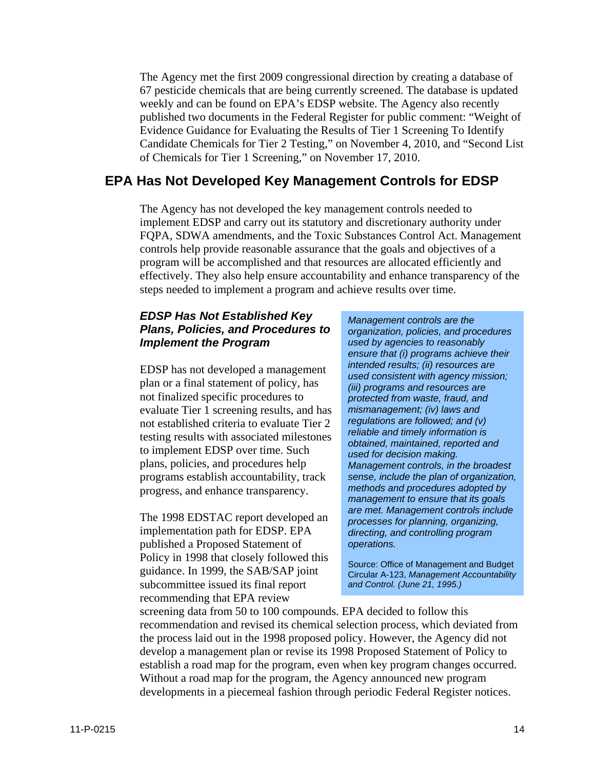The Agency met the first 2009 congressional direction by creating a database of 67 pesticide chemicals that are being currently screened. The database is updated weekly and can be found on EPA's EDSP website. The Agency also recently published two documents in the Federal Register for public comment: "Weight of Evidence Guidance for Evaluating the Results of Tier 1 Screening To Identify Candidate Chemicals for Tier 2 Testing," on November 4, 2010, and "Second List of Chemicals for Tier 1 Screening," on November 17, 2010.

## EPA Has Not Developed Key Management Controls for EDSP

The Agency has not developed the key management controls needed to implement EDSP and carry out its statutory and discretionary authority under FQPA, SDWA amendments, and the Toxic Substances Control Act. Management controls help provide reasonable assurance that the goals and objectives of a program will be accomplished and that resources are allocated efficiently and effectively. They also help ensure accountability and enhance transparency of the steps needed to implement a program and achieve results over time.

### *EDSP Has Not Established Key Plans, Policies, and Procedures to Implement the Program*

EDSP has not developed a management plan or a final statement of policy, has not finalized specific procedures to evaluate Tier 1 screening results, and has not established criteria to evaluate Tier 2 testing results with associated milestones to implement EDSP over time. Such plans, policies, and procedures help programs establish accountability, track progress, and enhance transparency.

The 1998 EDSTAC report developed an implementation path for EDSP. EPA published a Proposed Statement of Policy in 1998 that closely followed this guidance. In 1999, the SAB/SAP joint subcommittee issued its final report recommending that EPA review screening data from 50 to 100 compounds. EPA decided to follow this recommendation and revised its chemical selection process, which deviated from the process laid out in the 1998 proposed policy. However, the Agency did not develop a management plan or revise its 1998 Proposed Statement of Policy to establish a road map for the program, even when key program changes occurred. Without a road map for the program, the Agency announced new program developments in a piecemeal fashion through periodic Federal Register notices.

*Management controls are the organization, policies, and procedures used by agencies to reasonably ensure that (i) programs achieve their intended results; (ii) resources are used consistent with agency mission; (iii) programs and resources are protected from waste, fraud, and mismanagement; (iv) laws and regulations are followed; and (v) reliable and timely information is obtained, maintained, reported and used for decision making. Management controls, in the broadest sense, include the plan of organization, methods and procedures adopted by management to ensure that its goals are met. Management controls include processes for planning, organizing, directing, and controlling program operations.*

Source: Office of Management and Budget Circular A-123, *Management Accountability and Control. (June 21, 1995.)*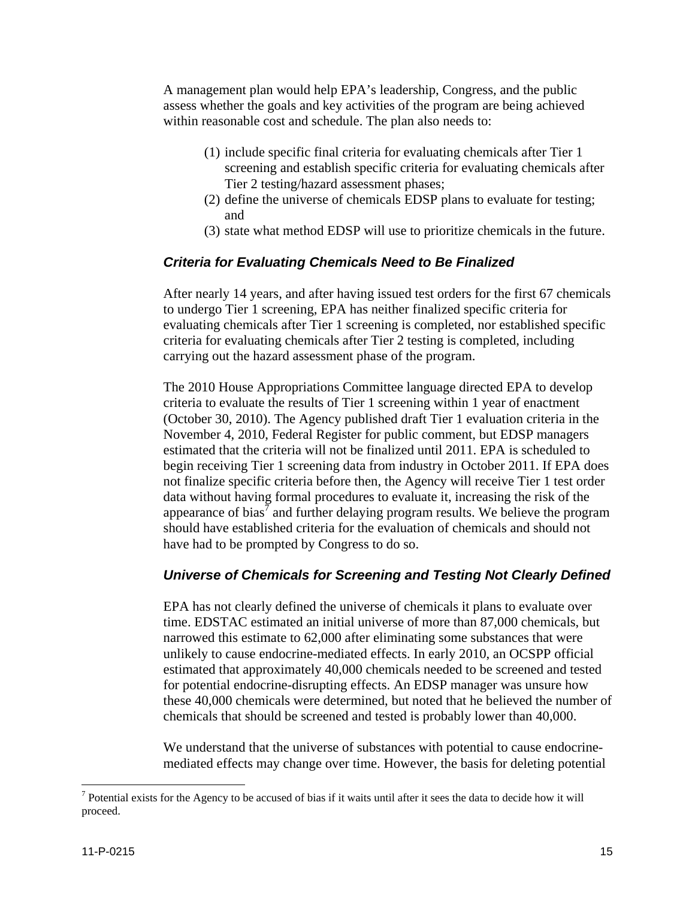A management plan would help EPA's leadership, Congress, and the public assess whether the goals and key activities of the program are being achieved within reasonable cost and schedule. The plan also needs to:

(1) include specific final criteria for evaluating chemicals after Tier 1 screening and establish specific criteria for evaluating chemicals after Tier 2 testing/hazard assessment phases;
(2) define the universe of chemicals EDSP plans to evaluate for testing; and
(3) state what method EDSP will use to prioritize chemicals in the future.

### *Criteria for Evaluating Chemicals Need to Be Finalized*

After nearly 14 years, and after having issued test orders for the first 67 chemicals to undergo Tier 1 screening, EPA has neither finalized specific criteria for evaluating chemicals after Tier 1 screening is completed, nor established specific criteria for evaluating chemicals after Tier 2 testing is completed, including carrying out the hazard assessment phase of the program.

The 2010 House Appropriations Committee language directed EPA to develop criteria to evaluate the results of Tier 1 screening within 1 year of enactment (October 30, 2010). The Agency published draft Tier 1 evaluation criteria in the November 4, 2010, Federal Register for public comment, but EDSP managers estimated that the criteria will not be finalized until 2011. EPA is scheduled to begin receiving Tier 1 screening data from industry in October 2011. If EPA does not finalize specific criteria before then, the Agency will receive Tier 1 test order data without having formal procedures to evaluate it, increasing the risk of the appearance of bias[7] and further delaying program results. We believe the program should have established criteria for the evaluation of chemicals and should not have had to be prompted by Congress to do so.

### *Universe of Chemicals for Screening and Testing Not Clearly Defined*

EPA has not clearly defined the universe of chemicals it plans to evaluate over time. EDSTAC estimated an initial universe of more than 87,000 chemicals, but narrowed this estimate to 62,000 after eliminating some substances that were unlikely to cause endocrine-mediated effects. In early 2010, an OCSPP official estimated that approximately 40,000 chemicals needed to be screened and tested for potential endocrine-disrupting effects. An EDSP manager was unsure how these 40,000 chemicals were determined, but noted that he believed the number of chemicals that should be screened and tested is probably lower than 40,000.

We understand that the universe of substances with potential to cause endocrine-mediated effects may change over time. However, the basis for deleting potential

[7] Potential exists for the Agency to be accused of bias if it waits until after it sees the data to decide how it will proceed.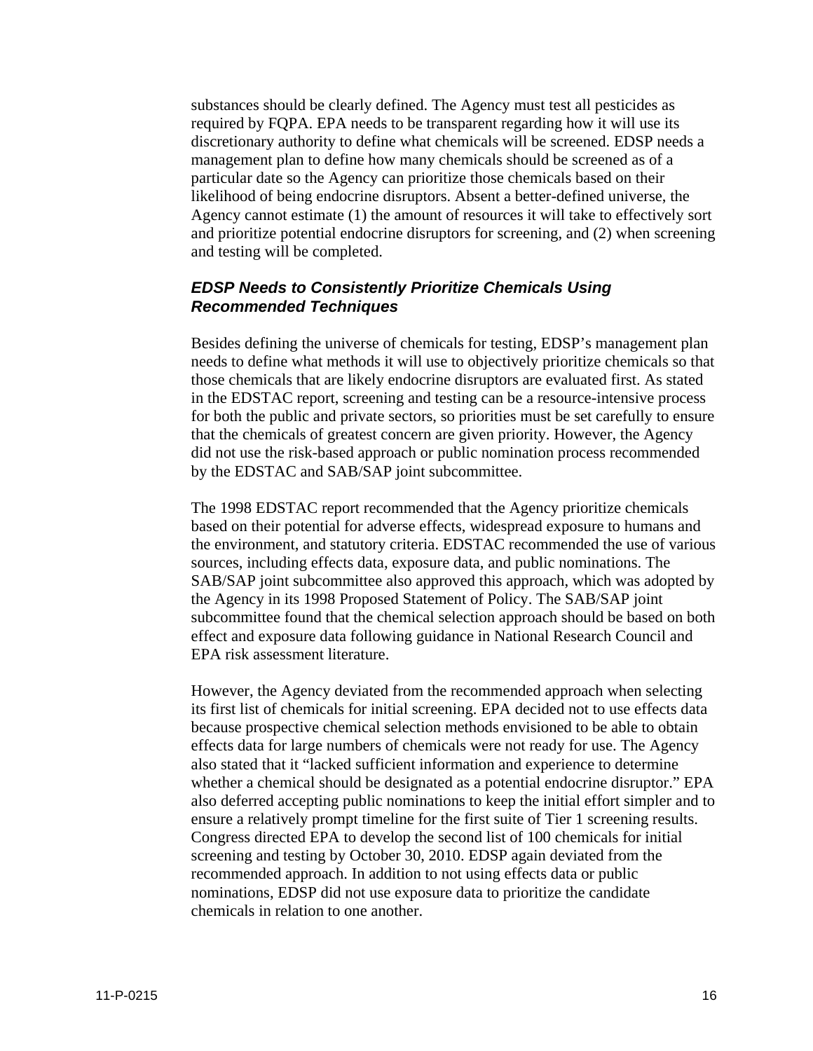substances should be clearly defined. The Agency must test all pesticides as required by FQPA. EPA needs to be transparent regarding how it will use its discretionary authority to define what chemicals will be screened. EDSP needs a management plan to define how many chemicals should be screened as of a particular date so the Agency can prioritize those chemicals based on their likelihood of being endocrine disruptors. Absent a better-defined universe, the Agency cannot estimate (1) the amount of resources it will take to effectively sort and prioritize potential endocrine disruptors for screening, and (2) when screening and testing will be completed.

### *EDSP Needs to Consistently Prioritize Chemicals Using Recommended Techniques*

Besides defining the universe of chemicals for testing, EDSP's management plan needs to define what methods it will use to objectively prioritize chemicals so that those chemicals that are likely endocrine disruptors are evaluated first. As stated in the EDSTAC report, screening and testing can be a resource-intensive process for both the public and private sectors, so priorities must be set carefully to ensure that the chemicals of greatest concern are given priority. However, the Agency did not use the risk-based approach or public nomination process recommended by the EDSTAC and SAB/SAP joint subcommittee.

The 1998 EDSTAC report recommended that the Agency prioritize chemicals based on their potential for adverse effects, widespread exposure to humans and the environment, and statutory criteria. EDSTAC recommended the use of various sources, including effects data, exposure data, and public nominations. The SAB/SAP joint subcommittee also approved this approach, which was adopted by the Agency in its 1998 Proposed Statement of Policy. The SAB/SAP joint subcommittee found that the chemical selection approach should be based on both effect and exposure data following guidance in National Research Council and EPA risk assessment literature.

However, the Agency deviated from the recommended approach when selecting its first list of chemicals for initial screening. EPA decided not to use effects data because prospective chemical selection methods envisioned to be able to obtain effects data for large numbers of chemicals were not ready for use. The Agency also stated that it "lacked sufficient information and experience to determine whether a chemical should be designated as a potential endocrine disruptor." EPA also deferred accepting public nominations to keep the initial effort simpler and to ensure a relatively prompt timeline for the first suite of Tier 1 screening results. Congress directed EPA to develop the second list of 100 chemicals for initial screening and testing by October 30, 2010. EDSP again deviated from the recommended approach. In addition to not using effects data or public nominations, EDSP did not use exposure data to prioritize the candidate chemicals in relation to one another.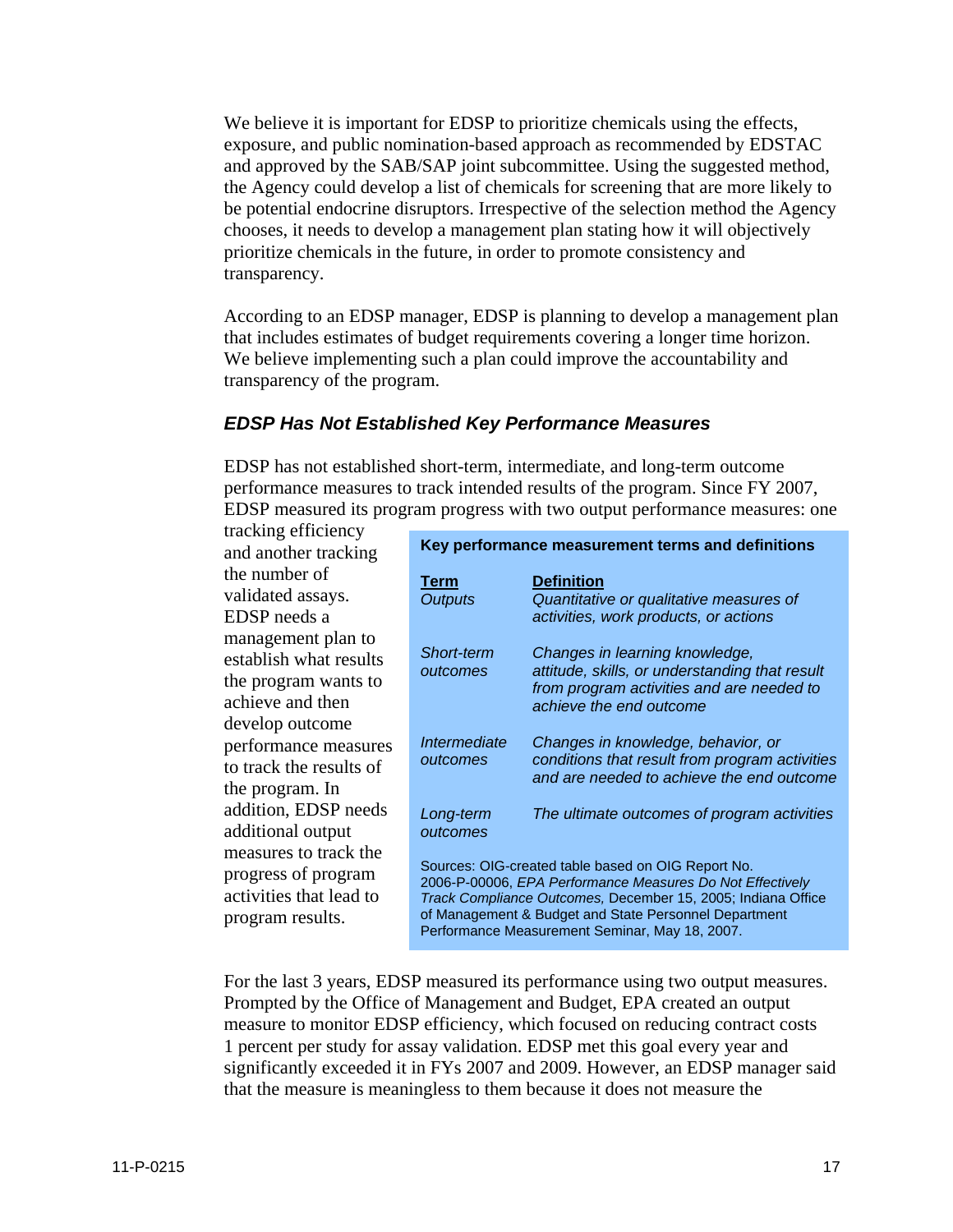We believe it is important for EDSP to prioritize chemicals using the effects, exposure, and public nomination-based approach as recommended by EDSTAC and approved by the SAB/SAP joint subcommittee. Using the suggested method, the Agency could develop a list of chemicals for screening that are more likely to be potential endocrine disruptors. Irrespective of the selection method the Agency chooses, it needs to develop a management plan stating how it will objectively prioritize chemicals in the future, in order to promote consistency and transparency.

According to an EDSP manager, EDSP is planning to develop a management plan that includes estimates of budget requirements covering a longer time horizon. We believe implementing such a plan could improve the accountability and transparency of the program.

### *EDSP Has Not Established Key Performance Measures*

EDSP has not established short-term, intermediate, and long-term outcome performance measures to track intended results of the program. Since FY 2007, EDSP measured its program progress with two output performance measures: one tracking efficiency and another tracking the number of validated assays. EDSP needs a management plan to establish what results the program wants to achieve and then develop outcome performance measures to track the results of the program. In addition, EDSP needs additional output measures to track the progress of program activities that lead to program results.

**Key performance measurement terms and definitions**

| Term | Definition |
|---|---|
| *Outputs* | *Quantitative or qualitative measures of activities, work products, or actions* |
| *Short-term outcomes* | *Changes in learning knowledge, attitude, skills, or understanding that result from program activities and are needed to achieve the end outcome* |
| *Intermediate outcomes* | *Changes in knowledge, behavior, or conditions that result from program activities and are needed to achieve the end outcome* |
| *Long-term outcomes* | *The ultimate outcomes of program activities* |

Sources: OIG-created table based on OIG Report No. 2006-P-00006, *EPA Performance Measures Do Not Effectively Track Compliance Outcomes,* December 15, 2005; Indiana Office of Management & Budget and State Personnel Department Performance Measurement Seminar, May 18, 2007.

For the last 3 years, EDSP measured its performance using two output measures. Prompted by the Office of Management and Budget, EPA created an output measure to monitor EDSP efficiency, which focused on reducing contract costs 1 percent per study for assay validation. EDSP met this goal every year and significantly exceeded it in FYs 2007 and 2009. However, an EDSP manager said that the measure is meaningless to them because it does not measure the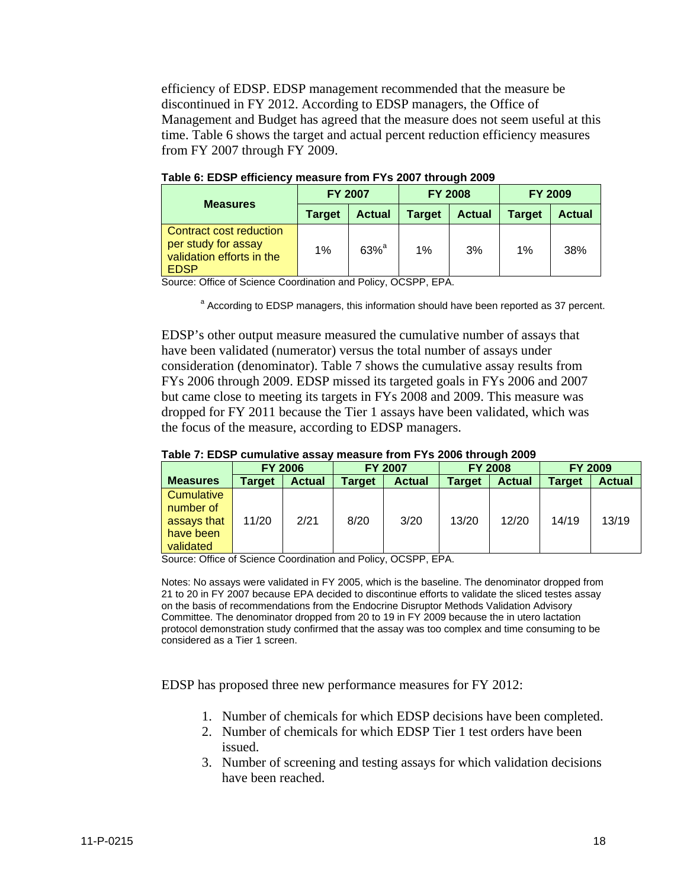efficiency of EDSP. EDSP management recommended that the measure be discontinued in FY 2012. According to EDSP managers, the Office of Management and Budget has agreed that the measure does not seem useful at this time. Table 6 shows the target and actual percent reduction efficiency measures from FY 2007 through FY 2009.

**Table 6: EDSP efficiency measure from FYs 2007 through 2009**

| Measures | FY 2007 | | FY 2008 | | FY 2009 | |
|---|---|---|---|---|---|---|
| | Target | Actual | Target | Actual | Target | Actual |
| Contract cost reduction per study for assay validation efforts in the EDSP | 1% | 63%[a] | 1% | 3% | 1% | 38% |

Source: Office of Science Coordination and Policy, OCSPP, EPA.

[a] According to EDSP managers, this information should have been reported as 37 percent.

EDSP's other output measure measured the cumulative number of assays that have been validated (numerator) versus the total number of assays under consideration (denominator). Table 7 shows the cumulative assay results from FYs 2006 through 2009. EDSP missed its targeted goals in FYs 2006 and 2007 but came close to meeting its targets in FYs 2008 and 2009. This measure was dropped for FY 2011 because the Tier 1 assays have been validated, which was the focus of the measure, according to EDSP managers.

**Table 7: EDSP cumulative assay measure from FYs 2006 through 2009**

| | FY 2006 | | FY 2007 | | FY 2008 | | FY 2009 | |
|---|---|---|---|---|---|---|---|---|
| Measures | Target | Actual | Target | Actual | Target | Actual | Target | Actual |
| Cumulative number of assays that have been validated | 11/20 | 2/21 | 8/20 | 3/20 | 13/20 | 12/20 | 14/19 | 13/19 |

Source: Office of Science Coordination and Policy, OCSPP, EPA.

Notes: No assays were validated in FY 2005, which is the baseline. The denominator dropped from 21 to 20 in FY 2007 because EPA decided to discontinue efforts to validate the sliced testes assay on the basis of recommendations from the Endocrine Disruptor Methods Validation Advisory Committee. The denominator dropped from 20 to 19 in FY 2009 because the in utero lactation protocol demonstration study confirmed that the assay was too complex and time consuming to be considered as a Tier 1 screen.

EDSP has proposed three new performance measures for FY 2012:

1. Number of chemicals for which EDSP decisions have been completed.
2. Number of chemicals for which EDSP Tier 1 test orders have been issued.
3. Number of screening and testing assays for which validation decisions have been reached.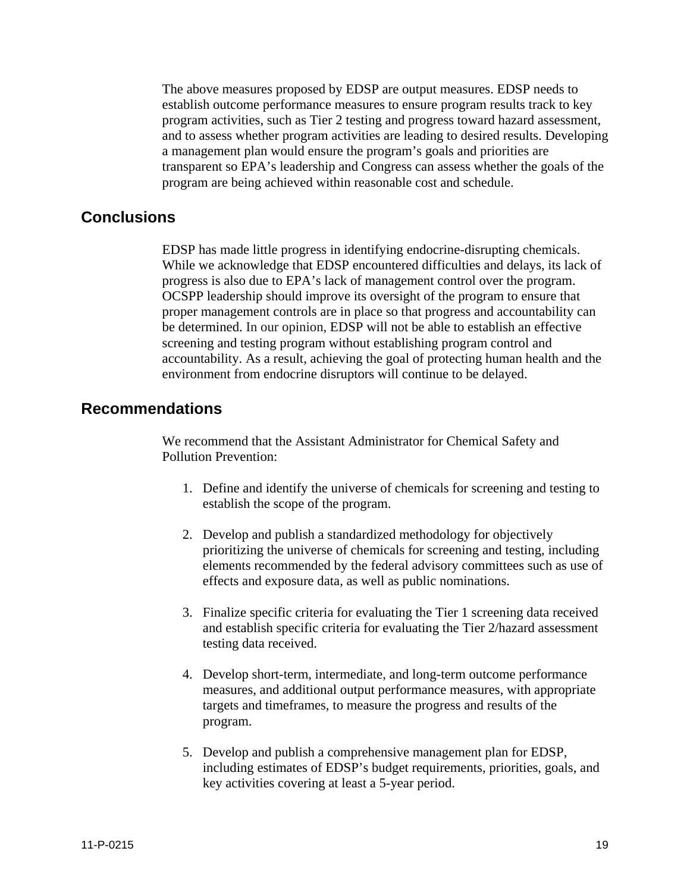The above measures proposed by EDSP are output measures. EDSP needs to establish outcome performance measures to ensure program results track to key program activities, such as Tier 2 testing and progress toward hazard assessment, and to assess whether program activities are leading to desired results. Developing a management plan would ensure the program's goals and priorities are transparent so EPA's leadership and Congress can assess whether the goals of the program are being achieved within reasonable cost and schedule.

## Conclusions

EDSP has made little progress in identifying endocrine-disrupting chemicals. While we acknowledge that EDSP encountered difficulties and delays, its lack of progress is also due to EPA's lack of management control over the program. OCSPP leadership should improve its oversight of the program to ensure that proper management controls are in place so that progress and accountability can be determined. In our opinion, EDSP will not be able to establish an effective screening and testing program without establishing program control and accountability. As a result, achieving the goal of protecting human health and the environment from endocrine disruptors will continue to be delayed.

## Recommendations

We recommend that the Assistant Administrator for Chemical Safety and Pollution Prevention:

1. Define and identify the universe of chemicals for screening and testing to establish the scope of the program.

2. Develop and publish a standardized methodology for objectively prioritizing the universe of chemicals for screening and testing, including elements recommended by the federal advisory committees such as use of effects and exposure data, as well as public nominations.

3. Finalize specific criteria for evaluating the Tier 1 screening data received and establish specific criteria for evaluating the Tier 2/hazard assessment testing data received.

4. Develop short-term, intermediate, and long-term outcome performance measures, and additional output performance measures, with appropriate targets and timeframes, to measure the progress and results of the program.

5. Develop and publish a comprehensive management plan for EDSP, including estimates of EDSP's budget requirements, priorities, goals, and key activities covering at least a 5-year period.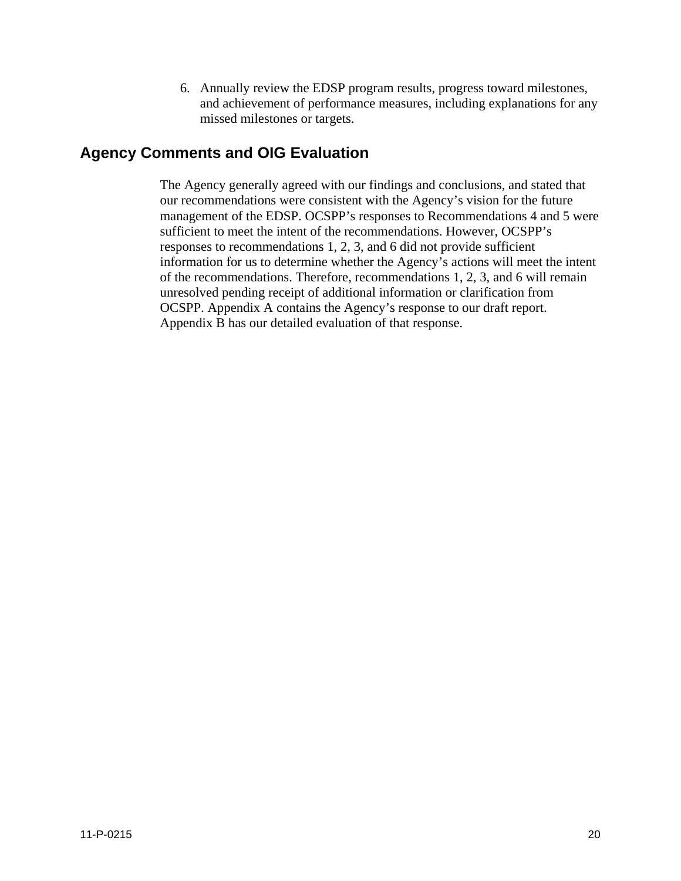6. Annually review the EDSP program results, progress toward milestones, and achievement of performance measures, including explanations for any missed milestones or targets.

## Agency Comments and OIG Evaluation

The Agency generally agreed with our findings and conclusions, and stated that our recommendations were consistent with the Agency's vision for the future management of the EDSP. OCSPP's responses to Recommendations 4 and 5 were sufficient to meet the intent of the recommendations. However, OCSPP's responses to recommendations 1, 2, 3, and 6 did not provide sufficient information for us to determine whether the Agency's actions will meet the intent of the recommendations. Therefore, recommendations 1, 2, 3, and 6 will remain unresolved pending receipt of additional information or clarification from OCSPP. Appendix A contains the Agency's response to our draft report. Appendix B has our detailed evaluation of that response.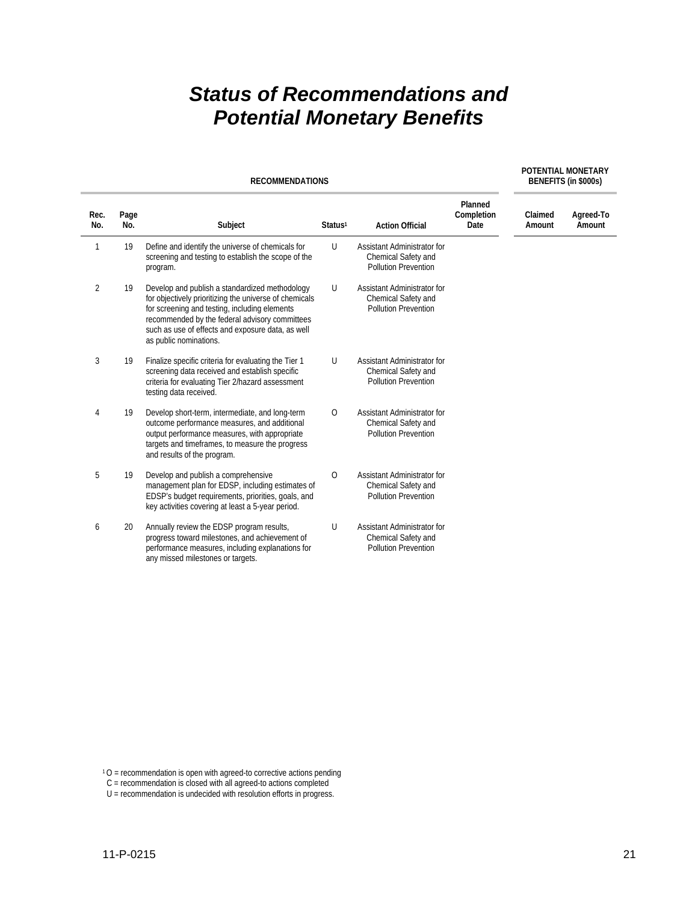# *Status of Recommendations and Potential Monetary Benefits*

| RECOMMENDATIONS | | | | | | POTENTIAL MONETARY BENEFITS (in $000s) | |
|---|---|---|---|---|---|---|---|
| Rec. No. | Page No. | Subject | Status[1] | Action Official | Planned Completion Date | Claimed Amount | Agreed-To Amount |
| 1 | 19 | Define and identify the universe of chemicals for screening and testing to establish the scope of the program. | U | Assistant Administrator for Chemical Safety and Pollution Prevention | | | |
| 2 | 19 | Develop and publish a standardized methodology for objectively prioritizing the universe of chemicals for screening and testing, including elements recommended by the federal advisory committees such as use of effects and exposure data, as well as public nominations. | U | Assistant Administrator for Chemical Safety and Pollution Prevention | | | |
| 3 | 19 | Finalize specific criteria for evaluating the Tier 1 screening data received and establish specific criteria for evaluating Tier 2/hazard assessment testing data received. | U | Assistant Administrator for Chemical Safety and Pollution Prevention | | | |
| 4 | 19 | Develop short-term, intermediate, and long-term outcome performance measures, and additional output performance measures, with appropriate targets and timeframes, to measure the progress and results of the program. | O | Assistant Administrator for Chemical Safety and Pollution Prevention | | | |
| 5 | 19 | Develop and publish a comprehensive management plan for EDSP, including estimates of EDSP's budget requirements, priorities, goals, and key activities covering at least a 5-year period. | O | Assistant Administrator for Chemical Safety and Pollution Prevention | | | |
| 6 | 20 | Annually review the EDSP program results, progress toward milestones, and achievement of performance measures, including explanations for any missed milestones or targets. | U | Assistant Administrator for Chemical Safety and Pollution Prevention | | | |

[1] O = recommendation is open with agreed-to corrective actions pending
C = recommendation is closed with all agreed-to actions completed
U = recommendation is undecided with resolution efforts in progress.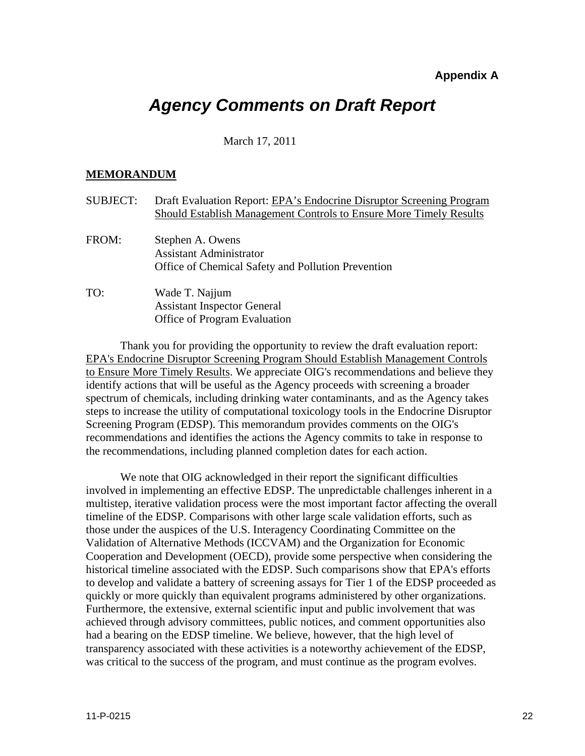**Appendix A**

# *Agency Comments on Draft Report*

March 17, 2011

**MEMORANDUM**

SUBJECT: Draft Evaluation Report: EPA's Endocrine Disruptor Screening Program Should Establish Management Controls to Ensure More Timely Results

FROM: Stephen A. Owens
Assistant Administrator
Office of Chemical Safety and Pollution Prevention

TO: Wade T. Najjum
Assistant Inspector General
Office of Program Evaluation

Thank you for providing the opportunity to review the draft evaluation report: EPA's Endocrine Disruptor Screening Program Should Establish Management Controls to Ensure More Timely Results. We appreciate OIG's recommendations and believe they identify actions that will be useful as the Agency proceeds with screening a broader spectrum of chemicals, including drinking water contaminants, and as the Agency takes steps to increase the utility of computational toxicology tools in the Endocrine Disruptor Screening Program (EDSP). This memorandum provides comments on the OIG's recommendations and identifies the actions the Agency commits to take in response to the recommendations, including planned completion dates for each action.

We note that OIG acknowledged in their report the significant difficulties involved in implementing an effective EDSP. The unpredictable challenges inherent in a multistep, iterative validation process were the most important factor affecting the overall timeline of the EDSP. Comparisons with other large scale validation efforts, such as those under the auspices of the U.S. Interagency Coordinating Committee on the Validation of Alternative Methods (ICCVAM) and the Organization for Economic Cooperation and Development (OECD), provide some perspective when considering the historical timeline associated with the EDSP. Such comparisons show that EPA's efforts to develop and validate a battery of screening assays for Tier 1 of the EDSP proceeded as quickly or more quickly than equivalent programs administered by other organizations. Furthermore, the extensive, external scientific input and public involvement that was achieved through advisory committees, public notices, and comment opportunities also had a bearing on the EDSP timeline. We believe, however, that the high level of transparency associated with these activities is a noteworthy achievement of the EDSP, was critical to the success of the program, and must continue as the program evolves.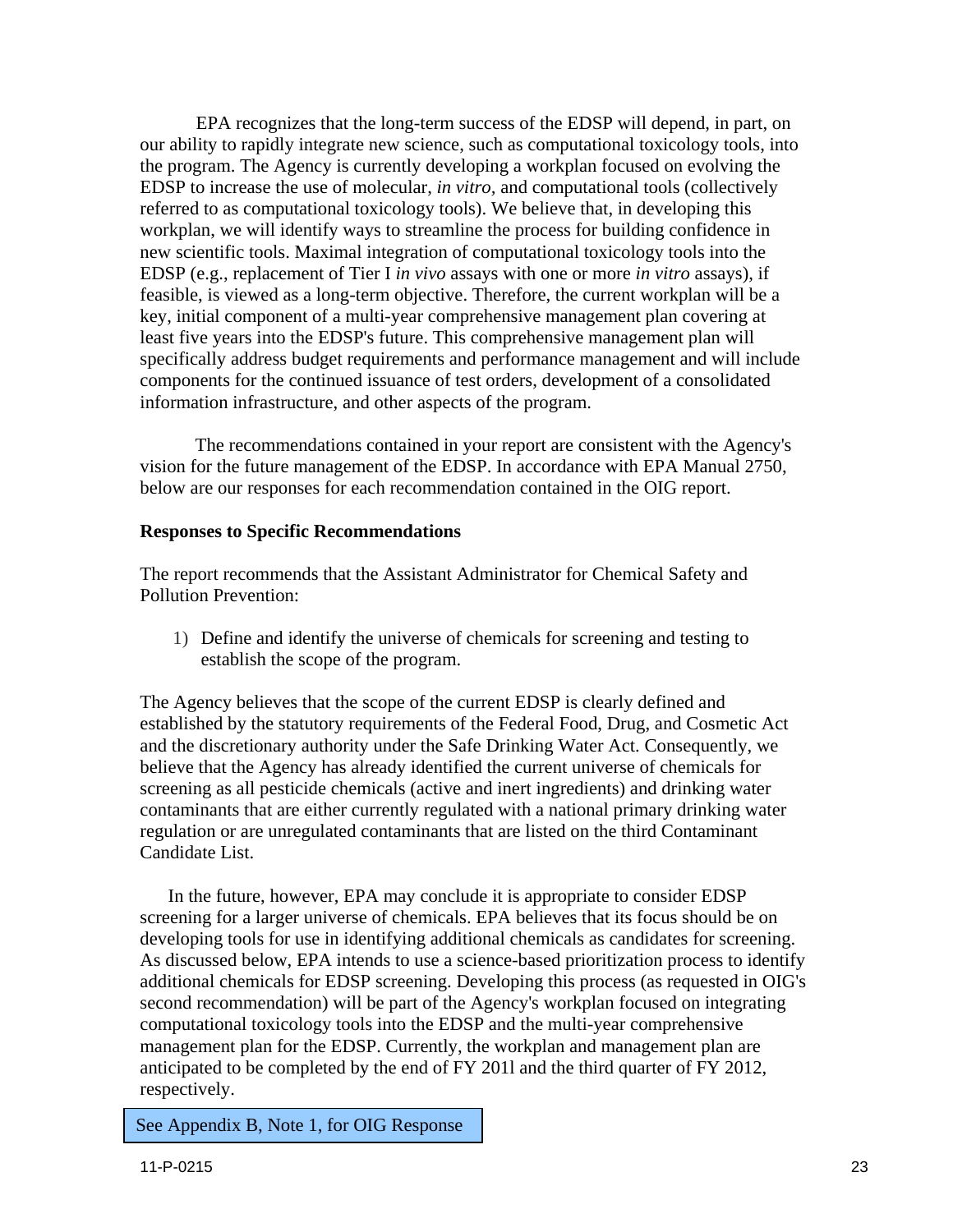EPA recognizes that the long-term success of the EDSP will depend, in part, on our ability to rapidly integrate new science, such as computational toxicology tools, into the program. The Agency is currently developing a workplan focused on evolving the EDSP to increase the use of molecular, *in vitro*, and computational tools (collectively referred to as computational toxicology tools). We believe that, in developing this workplan, we will identify ways to streamline the process for building confidence in new scientific tools. Maximal integration of computational toxicology tools into the EDSP (e.g., replacement of Tier I *in vivo* assays with one or more *in vitro* assays), if feasible, is viewed as a long-term objective. Therefore, the current workplan will be a key, initial component of a multi-year comprehensive management plan covering at least five years into the EDSP's future. This comprehensive management plan will specifically address budget requirements and performance management and will include components for the continued issuance of test orders, development of a consolidated information infrastructure, and other aspects of the program.

The recommendations contained in your report are consistent with the Agency's vision for the future management of the EDSP. In accordance with EPA Manual 2750, below are our responses for each recommendation contained in the OIG report.

**Responses to Specific Recommendations**

The report recommends that the Assistant Administrator for Chemical Safety and Pollution Prevention:

1) Define and identify the universe of chemicals for screening and testing to establish the scope of the program.

The Agency believes that the scope of the current EDSP is clearly defined and established by the statutory requirements of the Federal Food, Drug, and Cosmetic Act and the discretionary authority under the Safe Drinking Water Act. Consequently, we believe that the Agency has already identified the current universe of chemicals for screening as all pesticide chemicals (active and inert ingredients) and drinking water contaminants that are either currently regulated with a national primary drinking water regulation or are unregulated contaminants that are listed on the third Contaminant Candidate List.

In the future, however, EPA may conclude it is appropriate to consider EDSP screening for a larger universe of chemicals. EPA believes that its focus should be on developing tools for use in identifying additional chemicals as candidates for screening. As discussed below, EPA intends to use a science-based prioritization process to identify additional chemicals for EDSP screening. Developing this process (as requested in OIG's second recommendation) will be part of the Agency's workplan focused on integrating computational toxicology tools into the EDSP and the multi-year comprehensive management plan for the EDSP. Currently, the workplan and management plan are anticipated to be completed by the end of FY 201l and the third quarter of FY 2012, respectively.

See Appendix B, Note 1, for OIG Response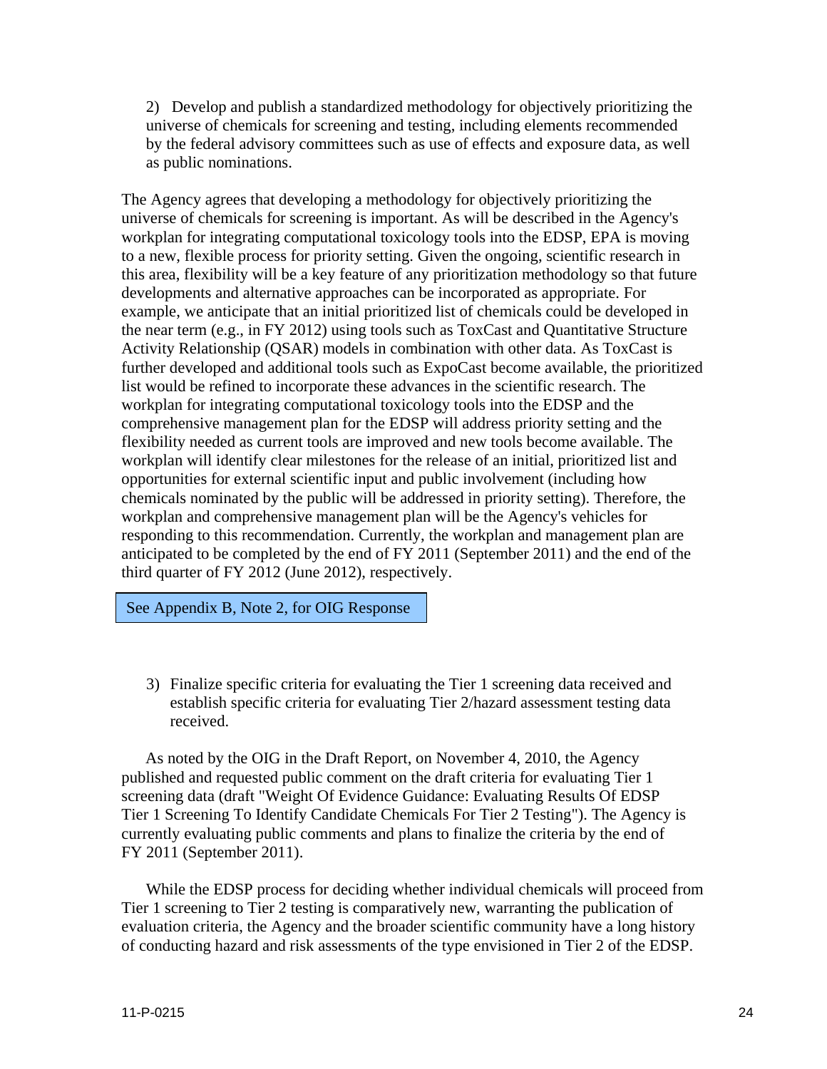2) Develop and publish a standardized methodology for objectively prioritizing the universe of chemicals for screening and testing, including elements recommended by the federal advisory committees such as use of effects and exposure data, as well as public nominations.

The Agency agrees that developing a methodology for objectively prioritizing the universe of chemicals for screening is important. As will be described in the Agency's workplan for integrating computational toxicology tools into the EDSP, EPA is moving to a new, flexible process for priority setting. Given the ongoing, scientific research in this area, flexibility will be a key feature of any prioritization methodology so that future developments and alternative approaches can be incorporated as appropriate. For example, we anticipate that an initial prioritized list of chemicals could be developed in the near term (e.g., in FY 2012) using tools such as ToxCast and Quantitative Structure Activity Relationship (QSAR) models in combination with other data. As ToxCast is further developed and additional tools such as ExpoCast become available, the prioritized list would be refined to incorporate these advances in the scientific research. The workplan for integrating computational toxicology tools into the EDSP and the comprehensive management plan for the EDSP will address priority setting and the flexibility needed as current tools are improved and new tools become available. The workplan will identify clear milestones for the release of an initial, prioritized list and opportunities for external scientific input and public involvement (including how chemicals nominated by the public will be addressed in priority setting). Therefore, the workplan and comprehensive management plan will be the Agency's vehicles for responding to this recommendation. Currently, the workplan and management plan are anticipated to be completed by the end of FY 2011 (September 2011) and the end of the third quarter of FY 2012 (June 2012), respectively.

See Appendix B, Note 2, for OIG Response

3) Finalize specific criteria for evaluating the Tier 1 screening data received and establish specific criteria for evaluating Tier 2/hazard assessment testing data received.

As noted by the OIG in the Draft Report, on November 4, 2010, the Agency published and requested public comment on the draft criteria for evaluating Tier 1 screening data (draft "Weight Of Evidence Guidance: Evaluating Results Of EDSP Tier 1 Screening To Identify Candidate Chemicals For Tier 2 Testing"). The Agency is currently evaluating public comments and plans to finalize the criteria by the end of FY 2011 (September 2011).

While the EDSP process for deciding whether individual chemicals will proceed from Tier 1 screening to Tier 2 testing is comparatively new, warranting the publication of evaluation criteria, the Agency and the broader scientific community have a long history of conducting hazard and risk assessments of the type envisioned in Tier 2 of the EDSP.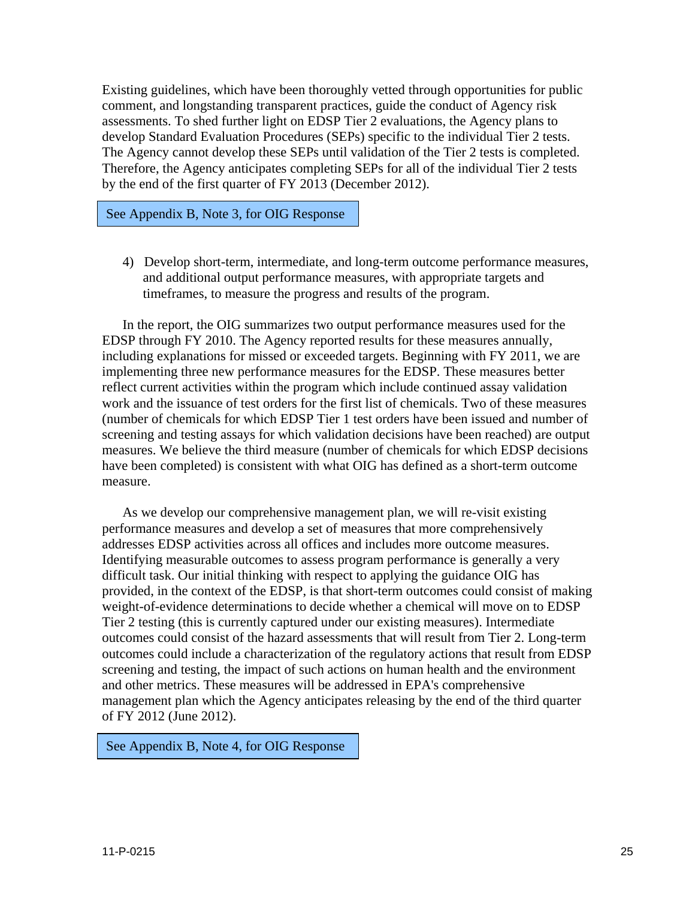Existing guidelines, which have been thoroughly vetted through opportunities for public comment, and longstanding transparent practices, guide the conduct of Agency risk assessments. To shed further light on EDSP Tier 2 evaluations, the Agency plans to develop Standard Evaluation Procedures (SEPs) specific to the individual Tier 2 tests. The Agency cannot develop these SEPs until validation of the Tier 2 tests is completed. Therefore, the Agency anticipates completing SEPs for all of the individual Tier 2 tests by the end of the first quarter of FY 2013 (December 2012).

See Appendix B, Note 3, for OIG Response

4) Develop short-term, intermediate, and long-term outcome performance measures, and additional output performance measures, with appropriate targets and timeframes, to measure the progress and results of the program.

In the report, the OIG summarizes two output performance measures used for the EDSP through FY 2010. The Agency reported results for these measures annually, including explanations for missed or exceeded targets. Beginning with FY 2011, we are implementing three new performance measures for the EDSP. These measures better reflect current activities within the program which include continued assay validation work and the issuance of test orders for the first list of chemicals. Two of these measures (number of chemicals for which EDSP Tier 1 test orders have been issued and number of screening and testing assays for which validation decisions have been reached) are output measures. We believe the third measure (number of chemicals for which EDSP decisions have been completed) is consistent with what OIG has defined as a short-term outcome measure.

As we develop our comprehensive management plan, we will re-visit existing performance measures and develop a set of measures that more comprehensively addresses EDSP activities across all offices and includes more outcome measures. Identifying measurable outcomes to assess program performance is generally a very difficult task. Our initial thinking with respect to applying the guidance OIG has provided, in the context of the EDSP, is that short-term outcomes could consist of making weight-of-evidence determinations to decide whether a chemical will move on to EDSP Tier 2 testing (this is currently captured under our existing measures). Intermediate outcomes could consist of the hazard assessments that will result from Tier 2. Long-term outcomes could include a characterization of the regulatory actions that result from EDSP screening and testing, the impact of such actions on human health and the environment and other metrics. These measures will be addressed in EPA's comprehensive management plan which the Agency anticipates releasing by the end of the third quarter of FY 2012 (June 2012).

See Appendix B, Note 4, for OIG Response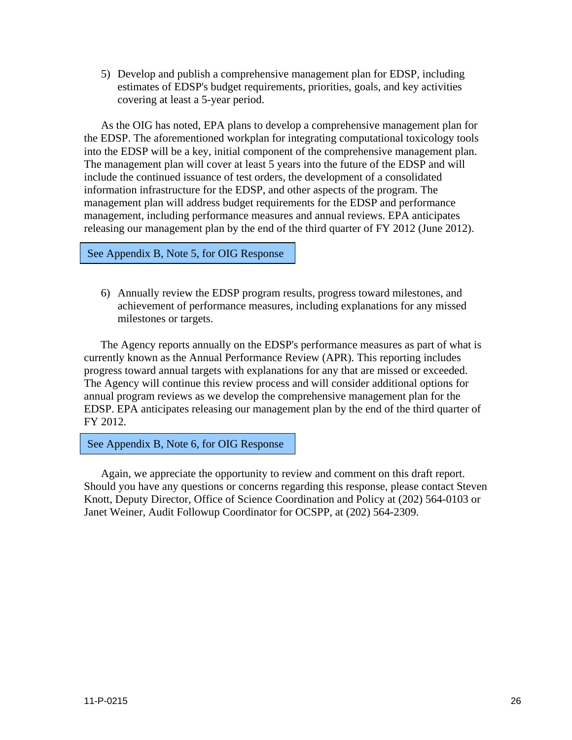5) Develop and publish a comprehensive management plan for EDSP, including estimates of EDSP's budget requirements, priorities, goals, and key activities covering at least a 5-year period.

As the OIG has noted, EPA plans to develop a comprehensive management plan for the EDSP. The aforementioned workplan for integrating computational toxicology tools into the EDSP will be a key, initial component of the comprehensive management plan. The management plan will cover at least 5 years into the future of the EDSP and will include the continued issuance of test orders, the development of a consolidated information infrastructure for the EDSP, and other aspects of the program. The management plan will address budget requirements for the EDSP and performance management, including performance measures and annual reviews. EPA anticipates releasing our management plan by the end of the third quarter of FY 2012 (June 2012).

See Appendix B, Note 5, for OIG Response

6) Annually review the EDSP program results, progress toward milestones, and achievement of performance measures, including explanations for any missed milestones or targets.

The Agency reports annually on the EDSP's performance measures as part of what is currently known as the Annual Performance Review (APR). This reporting includes progress toward annual targets with explanations for any that are missed or exceeded. The Agency will continue this review process and will consider additional options for annual program reviews as we develop the comprehensive management plan for the EDSP. EPA anticipates releasing our management plan by the end of the third quarter of FY 2012.

See Appendix B, Note 6, for OIG Response

Again, we appreciate the opportunity to review and comment on this draft report. Should you have any questions or concerns regarding this response, please contact Steven Knott, Deputy Director, Office of Science Coordination and Policy at (202) 564-0103 or Janet Weiner, Audit Followup Coordinator for OCSPP, at (202) 564-2309.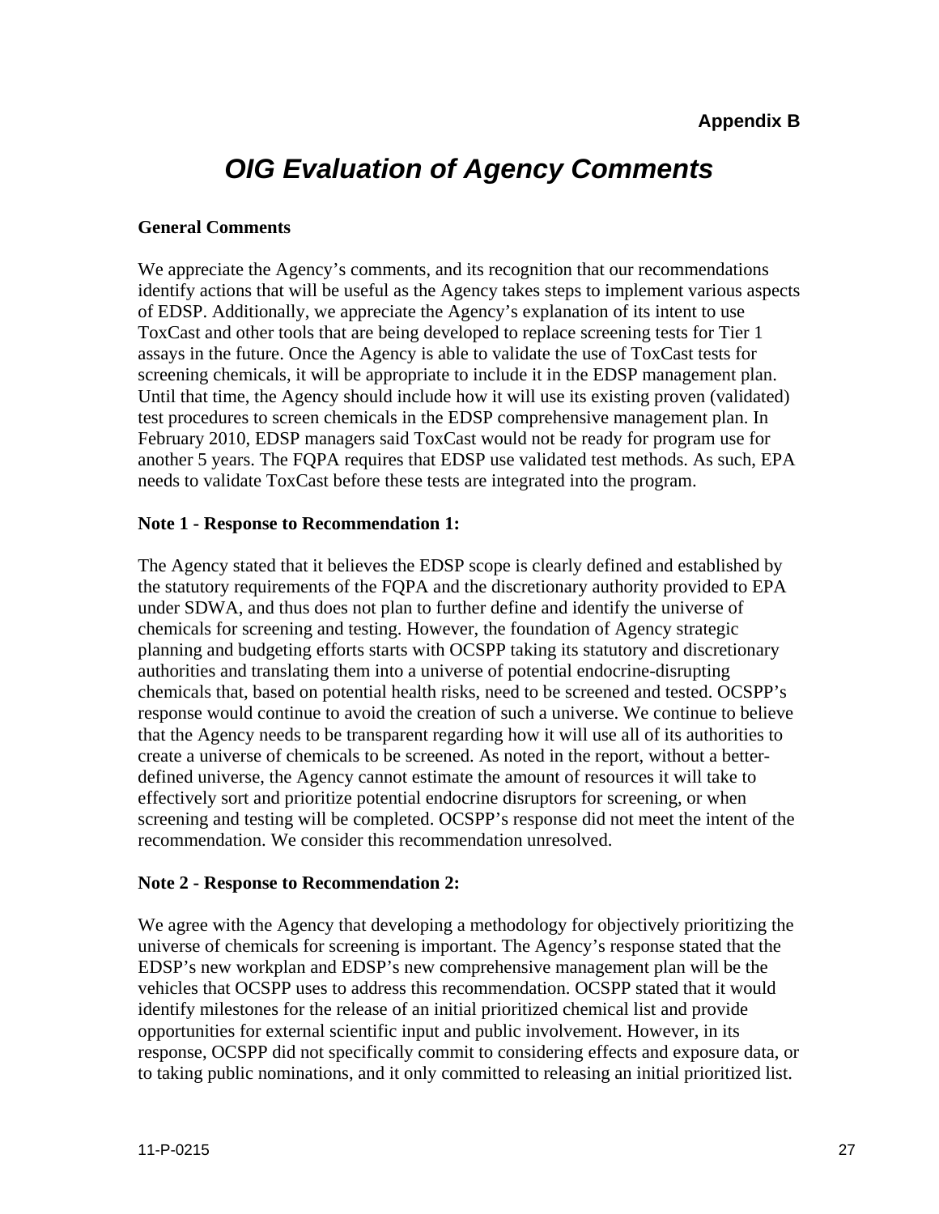**Appendix B**

# *OIG Evaluation of Agency Comments*

**General Comments**

We appreciate the Agency's comments, and its recognition that our recommendations identify actions that will be useful as the Agency takes steps to implement various aspects of EDSP. Additionally, we appreciate the Agency's explanation of its intent to use ToxCast and other tools that are being developed to replace screening tests for Tier 1 assays in the future. Once the Agency is able to validate the use of ToxCast tests for screening chemicals, it will be appropriate to include it in the EDSP management plan. Until that time, the Agency should include how it will use its existing proven (validated) test procedures to screen chemicals in the EDSP comprehensive management plan. In February 2010, EDSP managers said ToxCast would not be ready for program use for another 5 years. The FQPA requires that EDSP use validated test methods. As such, EPA needs to validate ToxCast before these tests are integrated into the program.

**Note 1 - Response to Recommendation 1:**

The Agency stated that it believes the EDSP scope is clearly defined and established by the statutory requirements of the FQPA and the discretionary authority provided to EPA under SDWA, and thus does not plan to further define and identify the universe of chemicals for screening and testing. However, the foundation of Agency strategic planning and budgeting efforts starts with OCSPP taking its statutory and discretionary authorities and translating them into a universe of potential endocrine-disrupting chemicals that, based on potential health risks, need to be screened and tested. OCSPP's response would continue to avoid the creation of such a universe. We continue to believe that the Agency needs to be transparent regarding how it will use all of its authorities to create a universe of chemicals to be screened. As noted in the report, without a better-defined universe, the Agency cannot estimate the amount of resources it will take to effectively sort and prioritize potential endocrine disruptors for screening, or when screening and testing will be completed. OCSPP's response did not meet the intent of the recommendation. We consider this recommendation unresolved.

**Note 2 - Response to Recommendation 2:**

We agree with the Agency that developing a methodology for objectively prioritizing the universe of chemicals for screening is important. The Agency's response stated that the EDSP's new workplan and EDSP's new comprehensive management plan will be the vehicles that OCSPP uses to address this recommendation. OCSPP stated that it would identify milestones for the release of an initial prioritized chemical list and provide opportunities for external scientific input and public involvement. However, in its response, OCSPP did not specifically commit to considering effects and exposure data, or to taking public nominations, and it only committed to releasing an initial prioritized list.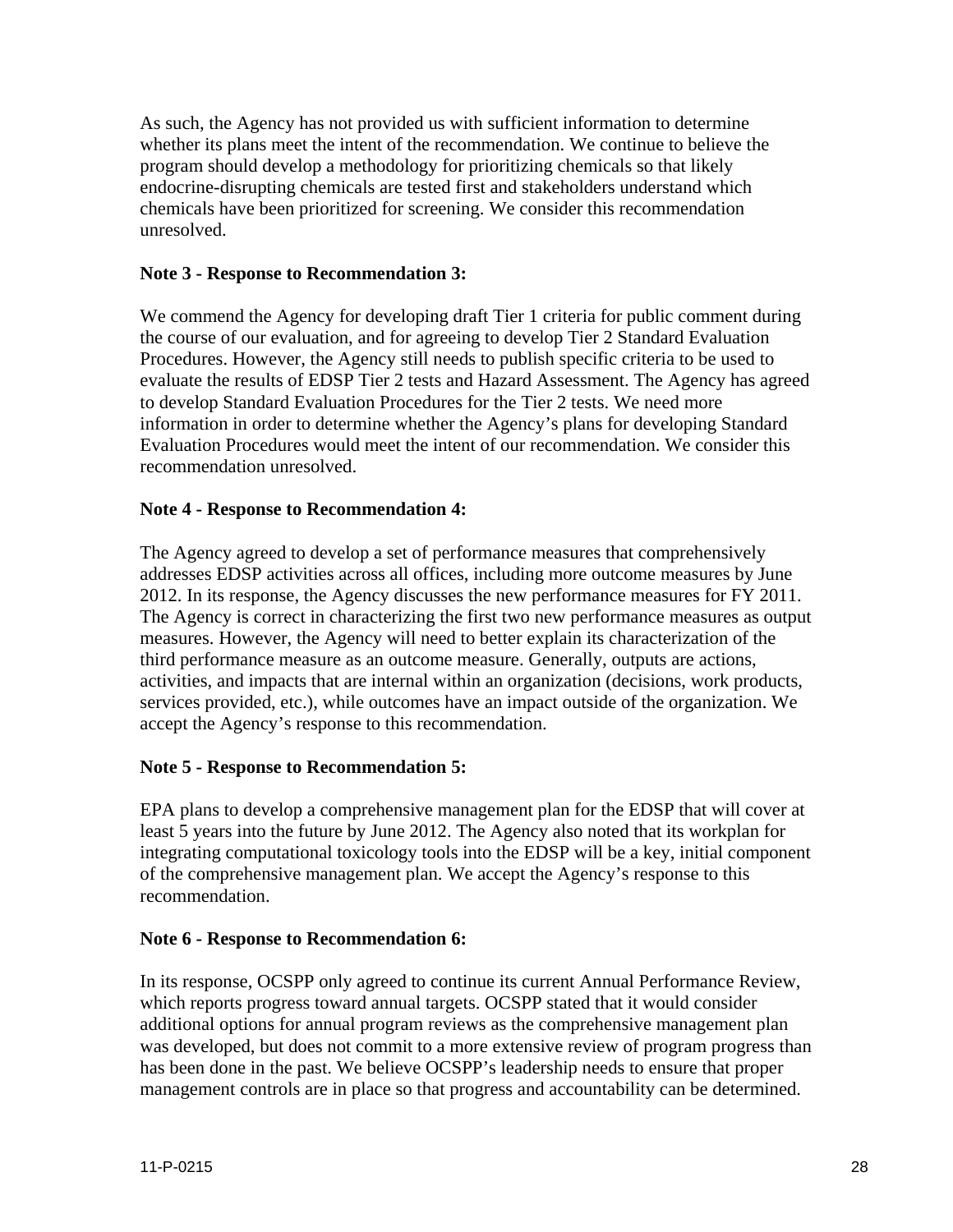As such, the Agency has not provided us with sufficient information to determine whether its plans meet the intent of the recommendation. We continue to believe the program should develop a methodology for prioritizing chemicals so that likely endocrine-disrupting chemicals are tested first and stakeholders understand which chemicals have been prioritized for screening. We consider this recommendation unresolved.

**Note 3 - Response to Recommendation 3:**

We commend the Agency for developing draft Tier 1 criteria for public comment during the course of our evaluation, and for agreeing to develop Tier 2 Standard Evaluation Procedures. However, the Agency still needs to publish specific criteria to be used to evaluate the results of EDSP Tier 2 tests and Hazard Assessment. The Agency has agreed to develop Standard Evaluation Procedures for the Tier 2 tests. We need more information in order to determine whether the Agency's plans for developing Standard Evaluation Procedures would meet the intent of our recommendation. We consider this recommendation unresolved.

**Note 4 - Response to Recommendation 4:**

The Agency agreed to develop a set of performance measures that comprehensively addresses EDSP activities across all offices, including more outcome measures by June 2012. In its response, the Agency discusses the new performance measures for FY 2011. The Agency is correct in characterizing the first two new performance measures as output measures. However, the Agency will need to better explain its characterization of the third performance measure as an outcome measure. Generally, outputs are actions, activities, and impacts that are internal within an organization (decisions, work products, services provided, etc.), while outcomes have an impact outside of the organization. We accept the Agency's response to this recommendation.

**Note 5 - Response to Recommendation 5:**

EPA plans to develop a comprehensive management plan for the EDSP that will cover at least 5 years into the future by June 2012. The Agency also noted that its workplan for integrating computational toxicology tools into the EDSP will be a key, initial component of the comprehensive management plan. We accept the Agency's response to this recommendation.

**Note 6 - Response to Recommendation 6:**

In its response, OCSPP only agreed to continue its current Annual Performance Review, which reports progress toward annual targets. OCSPP stated that it would consider additional options for annual program reviews as the comprehensive management plan was developed, but does not commit to a more extensive review of program progress than has been done in the past. We believe OCSPP's leadership needs to ensure that proper management controls are in place so that progress and accountability can be determined.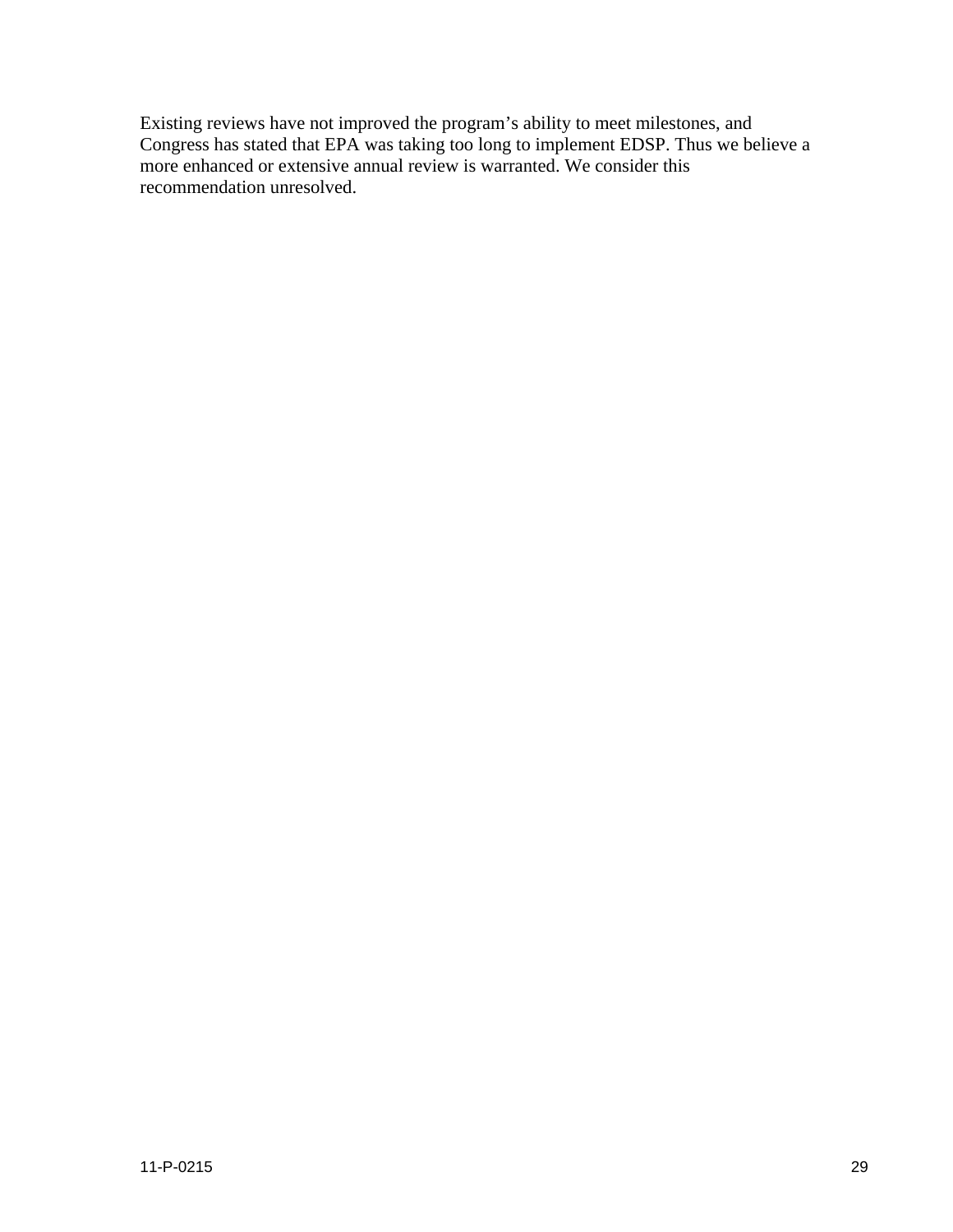Existing reviews have not improved the program's ability to meet milestones, and Congress has stated that EPA was taking too long to implement EDSP. Thus we believe a more enhanced or extensive annual review is warranted. We consider this recommendation unresolved.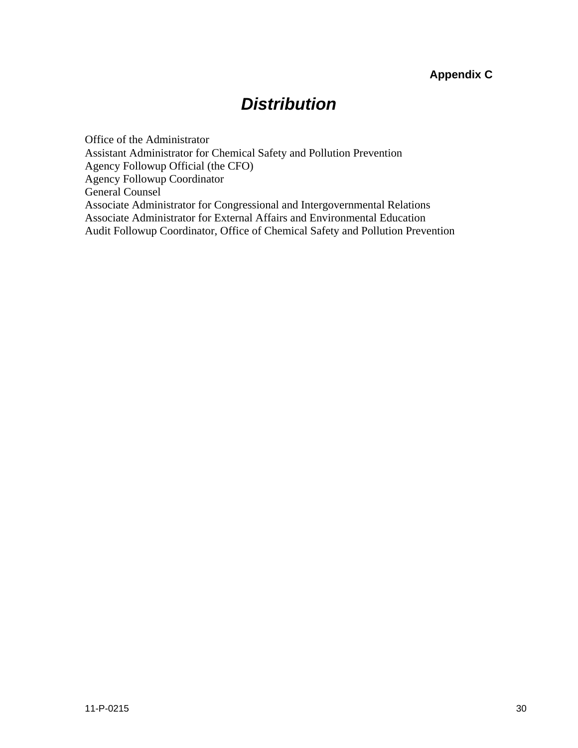**Appendix C**

# *Distribution*

Office of the Administrator
Assistant Administrator for Chemical Safety and Pollution Prevention
Agency Followup Official (the CFO)
Agency Followup Coordinator
General Counsel
Associate Administrator for Congressional and Intergovernmental Relations
Associate Administrator for External Affairs and Environmental Education
Audit Followup Coordinator, Office of Chemical Safety and Pollution Prevention